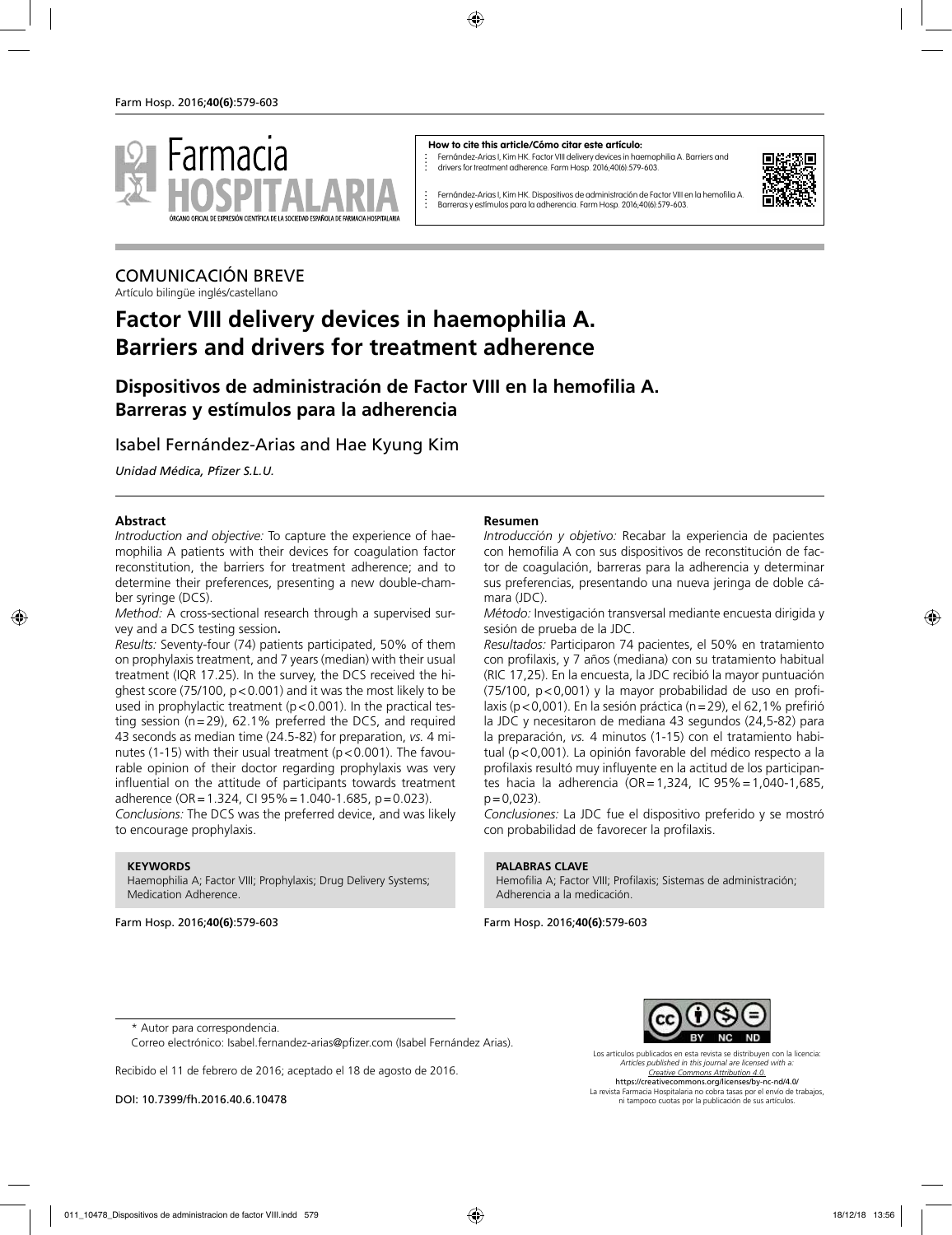**How to cite this article/Cómo citar este artículo:**

Fernández-Arias I, Kim HK. Factor VIII delivery devices in haemophilia A. Barriers and drivers for treatment adherence. Farm Hosp. 2016;40(6):579-603.

Fernández-Arias I, Kim HK. Dispositivos de administración de Factor VIII en la hemofilia A. Barreras y estímulos para la adherencia. Farm Hosp. 2016;40(6):579-603.

COMUNICACIÓN BREVE
Artículo bilingüe inglés/castellano

# Factor VIII delivery devices in haemophilia A. Barriers and drivers for treatment adherence

## Dispositivos de administración de Factor VIII en la hemofilia A. Barreras y estímulos para la adherencia

Isabel Fernández-Arias and Hae Kyung Kim

*Unidad Médica, Pfizer S.L.U.*

### Abstract

*Introduction and objective:* To capture the experience of haemophilia A patients with their devices for coagulation factor reconstitution, the barriers for treatment adherence; and to determine their preferences, presenting a new double-chamber syringe (DCS).

*Method:* A cross-sectional research through a supervised survey and a DCS testing session**.**

*Results:* Seventy-four (74) patients participated, 50% of them on prophylaxis treatment, and 7 years (median) with their usual treatment (IQR 17.25). In the survey, the DCS received the highest score (75/100, $p<0.001$) and it was the most likely to be used in prophylactic treatment ($p<0.001$). In the practical testing session ($n=29$), 62.1% preferred the DCS, and required 43 seconds as median time (24.5-82) for preparation, *vs.* 4 minutes (1-15) with their usual treatment ($p<0.001$). The favourable opinion of their doctor regarding prophylaxis was very influential on the attitude of participants towards treatment adherence (OR=1.324, CI 95%=1.040-1.685, $p=0.023$).

*Conclusions:* The DCS was the preferred device, and was likely to encourage prophylaxis.

**KEYWORDS**
Haemophilia A; Factor VIII; Prophylaxis; Drug Delivery Systems; Medication Adherence.

### Resumen

*Introducción y objetivo:* Recabar la experiencia de pacientes con hemofilia A con sus dispositivos de reconstitución de factor de coagulación, barreras para la adherencia y determinar sus preferencias, presentando una nueva jeringa de doble cámara (JDC).

*Método:* Investigación transversal mediante encuesta dirigida y sesión de prueba de la JDC.

*Resultados:* Participaron 74 pacientes, el 50% en tratamiento con profilaxis, y 7 años (mediana) con su tratamiento habitual (RIC 17,25). En la encuesta, la JDC recibió la mayor puntuación (75/100, $p<0{,}001$) y la mayor probabilidad de uso en profilaxis ($p<0{,}001$). En la sesión práctica ($n=29$), el 62,1% prefirió la JDC y necesitaron de mediana 43 segundos (24,5-82) para la preparación, *vs.* 4 minutos (1-15) con el tratamiento habitual ($p<0{,}001$). La opinión favorable del médico respecto a la profilaxis resultó muy influyente en la actitud de los participantes hacia la adherencia (OR=1,324, IC 95%=1,040-1,685, $p=0{,}023$).

*Conclusiones:* La JDC fue el dispositivo preferido y se mostró con probabilidad de favorecer la profilaxis.

**PALABRAS CLAVE**
Hemofilia A; Factor VIII; Profilaxis; Sistemas de administración; Adherencia a la medicación.

\* Autor para correspondencia.
Correo electrónico: Isabel.fernandez-arias@pfizer.com (Isabel Fernández Arias).

Recibido el 11 de febrero de 2016; aceptado el 18 de agosto de 2016.

DOI: 10.7399/fh.2016.40.6.10478

Los artículos publicados en esta revista se distribuyen con la licencia:
*Articles published in this journal are licensed with a: Creative Commons Attribution 4.0.*
https://creativecommons.org/licenses/by-nc-nd/4.0/
La revista Farmacia Hospitalaria no cobra tasas por el envío de trabajos, ni tampoco cuotas por la publicación de sus artículos.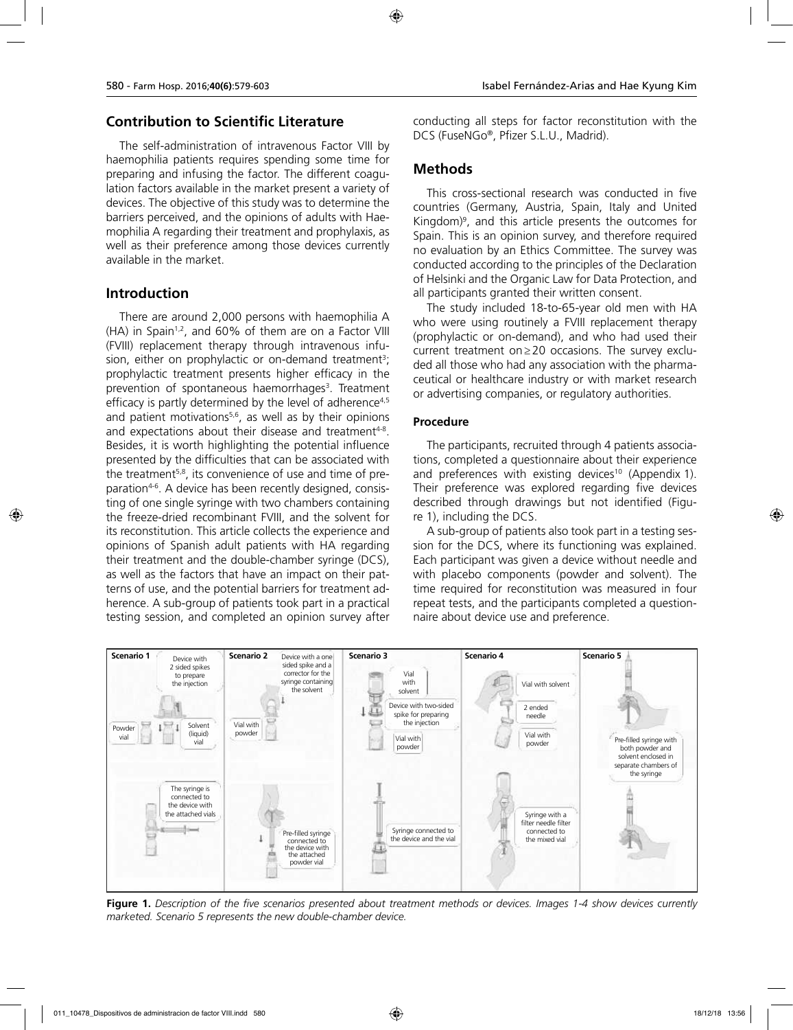## Contribution to Scientific Literature

The self-administration of intravenous Factor VIII by haemophilia patients requires spending some time for preparing and infusing the factor. The different coagulation factors available in the market present a variety of devices. The objective of this study was to determine the barriers perceived, and the opinions of adults with Haemophilia A regarding their treatment and prophylaxis, as well as their preference among those devices currently available in the market.

## Introduction

There are around 2,000 persons with haemophilia A (HA) in Spain[1,2], and 60% of them are on a Factor VIII (FVIII) replacement therapy through intravenous infusion, either on prophylactic or on-demand treatment[3]; prophylactic treatment presents higher efficacy in the prevention of spontaneous haemorrhages[3]. Treatment efficacy is partly determined by the level of adherence[4,5] and patient motivations[5,6], as well as by their opinions and expectations about their disease and treatment[4-8]. Besides, it is worth highlighting the potential influence presented by the difficulties that can be associated with the treatment[5,8], its convenience of use and time of preparation[4-6]. A device has been recently designed, consisting of one single syringe with two chambers containing the freeze-dried recombinant FVIII, and the solvent for its reconstitution. This article collects the experience and opinions of Spanish adult patients with HA regarding their treatment and the double-chamber syringe (DCS), as well as the factors that have an impact on their patterns of use, and the potential barriers for treatment adherence. A sub-group of patients took part in a practical testing session, and completed an opinion survey after conducting all steps for factor reconstitution with the DCS (FuseNGo®, Pfizer S.L.U., Madrid).

## Methods

This cross-sectional research was conducted in five countries (Germany, Austria, Spain, Italy and United Kingdom)[9], and this article presents the outcomes for Spain. This is an opinion survey, and therefore required no evaluation by an Ethics Committee. The survey was conducted according to the principles of the Declaration of Helsinki and the Organic Law for Data Protection, and all participants granted their written consent.

The study included 18-to-65-year old men with HA who were using routinely a FVIII replacement therapy (prophylactic or on-demand), and who had used their current treatment on ≥20 occasions. The survey excluded all those who had any association with the pharmaceutical or healthcare industry or with market research or advertising companies, or regulatory authorities.

### Procedure

The participants, recruited through 4 patients associations, completed a questionnaire about their experience and preferences with existing devices[10] (Appendix 1). Their preference was explored regarding five devices described through drawings but not identified (Figure 1), including the DCS.

A sub-group of patients also took part in a testing session for the DCS, where its functioning was explained. Each participant was given a device without needle and with placebo components (powder and solvent). The time required for reconstitution was measured in four repeat tests, and the participants completed a questionnaire about device use and preference.

**Figure 1.** *Description of the five scenarios presented about treatment methods or devices. Images 1-4 show devices currently marketed. Scenario 5 represents the new double-chamber device.*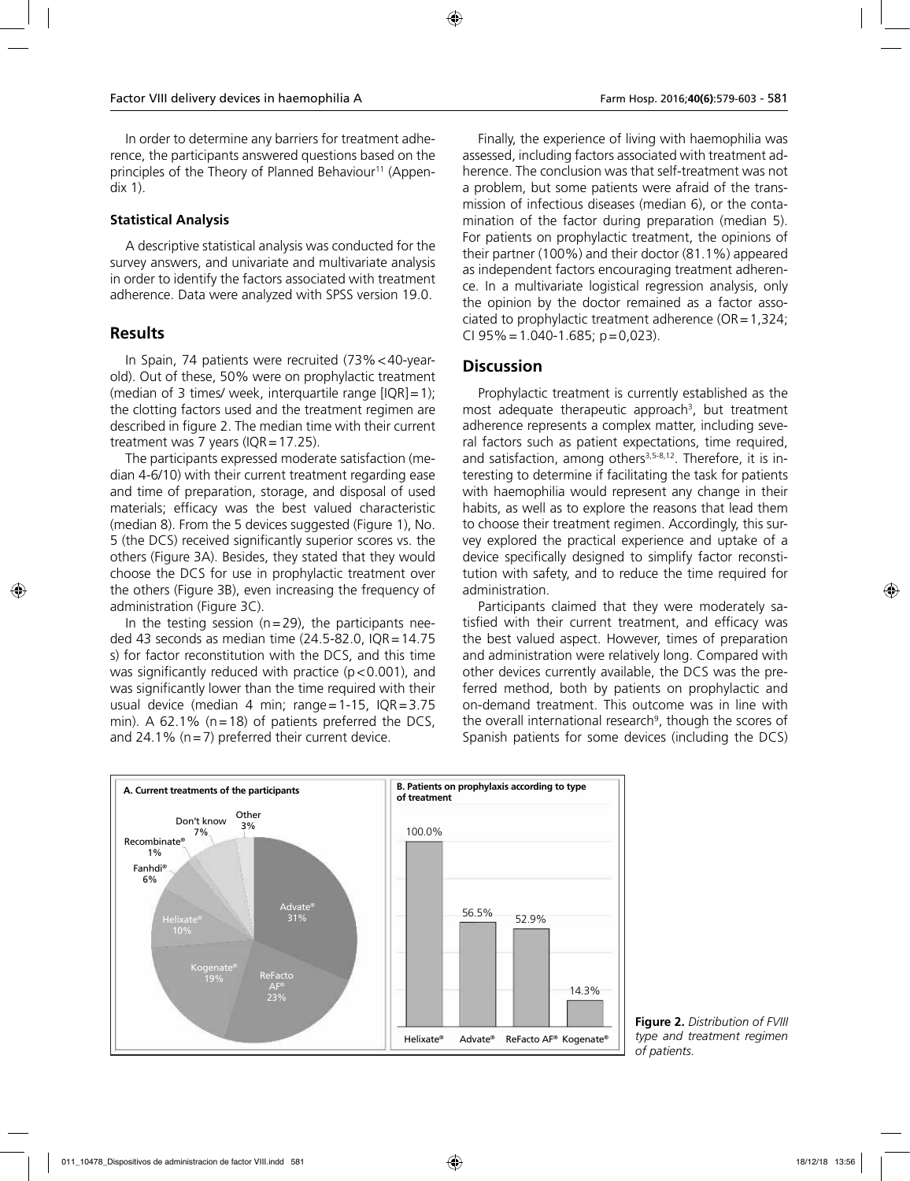In order to determine any barriers for treatment adherence, the participants answered questions based on the principles of the Theory of Planned Behaviour[11] (Appendix 1).

### Statistical Analysis

A descriptive statistical analysis was conducted for the survey answers, and univariate and multivariate analysis in order to identify the factors associated with treatment adherence. Data were analyzed with SPSS version 19.0.

## Results

In Spain, 74 patients were recruited (73%<40-year-old). Out of these, 50% were on prophylactic treatment (median of 3 times/ week, interquartile range [IQR]=1); the clotting factors used and the treatment regimen are described in figure 2. The median time with their current treatment was 7 years (IQR=17.25).

The participants expressed moderate satisfaction (median 4-6/10) with their current treatment regarding ease and time of preparation, storage, and disposal of used materials; efficacy was the best valued characteristic (median 8). From the 5 devices suggested (Figure 1), No. 5 (the DCS) received significantly superior scores vs. the others (Figure 3A). Besides, they stated that they would choose the DCS for use in prophylactic treatment over the others (Figure 3B), even increasing the frequency of administration (Figure 3C).

In the testing session (n=29), the participants needed 43 seconds as median time (24.5-82.0, IQR=14.75 s) for factor reconstitution with the DCS, and this time was significantly reduced with practice ($p<0.001$), and was significantly lower than the time required with their usual device (median 4 min; range=1-15, IQR=3.75 min). A 62.1% (n=18) of patients preferred the DCS, and 24.1% (n=7) preferred their current device.

Finally, the experience of living with haemophilia was assessed, including factors associated with treatment adherence. The conclusion was that self-treatment was not a problem, but some patients were afraid of the transmission of infectious diseases (median 6), or the contamination of the factor during preparation (median 5). For patients on prophylactic treatment, the opinions of their partner (100%) and their doctor (81.1%) appeared as independent factors encouraging treatment adherence. In a multivariate logistical regression analysis, only the opinion by the doctor remained as a factor associated to prophylactic treatment adherence (OR=1,324; CI 95%=1.040-1.685; p=0,023).

## Discussion

Prophylactic treatment is currently established as the most adequate therapeutic approach[3], but treatment adherence represents a complex matter, including several factors such as patient expectations, time required, and satisfaction, among others[3,5-8,12]. Therefore, it is interesting to determine if facilitating the task for patients with haemophilia would represent any change in their habits, as well as to explore the reasons that lead them to choose their treatment regimen. Accordingly, this survey explored the practical experience and uptake of a device specifically designed to simplify factor reconstitution with safety, and to reduce the time required for administration.

Participants claimed that they were moderately satisfied with their current treatment, and efficacy was the best valued aspect. However, times of preparation and administration were relatively long. Compared with other devices currently available, the DCS was the preferred method, both by patients on prophylactic and on-demand treatment. This outcome was in line with the overall international research[9], though the scores of Spanish patients for some devices (including the DCS)

**A. Current treatments of the participants**

| Treatment | % |
|---|---|
| Advate® | 31% |
| ReFacto AF® | 23% |
| Kogenate® | 19% |
| Helixate® | 10% |
| Fanhdi® | 6% |
| Recombinate® | 1% |
| Don't know | 7% |
| Other | 3% |

**B. Patients on prophylaxis according to type of treatment**

| Treatment | % |
|---|---|
| Helixate® | 100.0% |
| Advate® | 56.5% |
| ReFacto AF® | 52.9% |
| Kogenate® | 14.3% |

**Figure 2.** *Distribution of FVIII type and treatment regimen of patients.*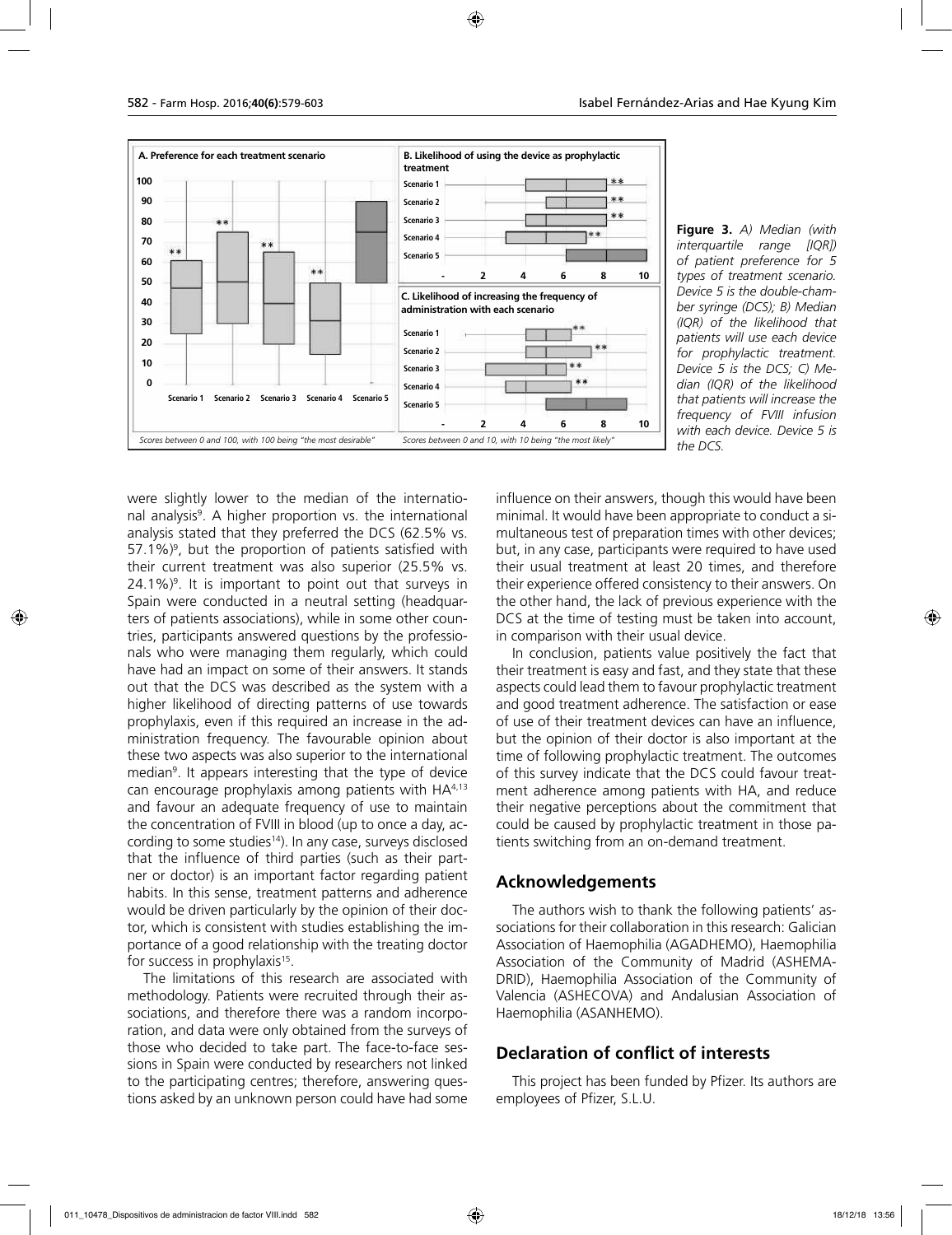**Figure 3.** *A) Median (with interquartile range [IQR]) of patient preference for 5 types of treatment scenario. Device 5 is the double-chamber syringe (DCS); B) Median (IQR) of the likelihood that patients will use each device for prophylactic treatment. Device 5 is the DCS; C) Median (IQR) of the likelihood that patients will increase the frequency of FVIII infusion with each device. Device 5 is the DCS.*

were slightly lower to the median of the international analysis[9]. A higher proportion vs. the international analysis stated that they preferred the DCS (62.5% vs. 57.1%)[9], but the proportion of patients satisfied with their current treatment was also superior (25.5% vs. 24.1%)[9]. It is important to point out that surveys in Spain were conducted in a neutral setting (headquarters of patients associations), while in some other countries, participants answered questions by the professionals who were managing them regularly, which could have had an impact on some of their answers. It stands out that the DCS was described as the system with a higher likelihood of directing patterns of use towards prophylaxis, even if this required an increase in the administration frequency. The favourable opinion about these two aspects was also superior to the international median[9]. It appears interesting that the type of device can encourage prophylaxis among patients with HA[4,13] and favour an adequate frequency of use to maintain the concentration of FVIII in blood (up to once a day, according to some studies[14]). In any case, surveys disclosed that the influence of third parties (such as their partner or doctor) is an important factor regarding patient habits. In this sense, treatment patterns and adherence would be driven particularly by the opinion of their doctor, which is consistent with studies establishing the importance of a good relationship with the treating doctor for success in prophylaxis[15].

The limitations of this research are associated with methodology. Patients were recruited through their associations, and therefore there was a random incorporation, and data were only obtained from the surveys of those who decided to take part. The face-to-face sessions in Spain were conducted by researchers not linked to the participating centres; therefore, answering questions asked by an unknown person could have had some influence on their answers, though this would have been minimal. It would have been appropriate to conduct a simultaneous test of preparation times with other devices; but, in any case, participants were required to have used their usual treatment at least 20 times, and therefore their experience offered consistency to their answers. On the other hand, the lack of previous experience with the DCS at the time of testing must be taken into account, in comparison with their usual device.

In conclusion, patients value positively the fact that their treatment is easy and fast, and they state that these aspects could lead them to favour prophylactic treatment and good treatment adherence. The satisfaction or ease of use of their treatment devices can have an influence, but the opinion of their doctor is also important at the time of following prophylactic treatment. The outcomes of this survey indicate that the DCS could favour treatment adherence among patients with HA, and reduce their negative perceptions about the commitment that could be caused by prophylactic treatment in those patients switching from an on-demand treatment.

## Acknowledgements

The authors wish to thank the following patients' associations for their collaboration in this research: Galician Association of Haemophilia (AGADHEMO), Haemophilia Association of the Community of Madrid (ASHEMADRID), Haemophilia Association of the Community of Valencia (ASHECOVA) and Andalusian Association of Haemophilia (ASANHEMO).

## Declaration of conflict of interests

This project has been funded by Pfizer. Its authors are employees of Pfizer, S.L.U.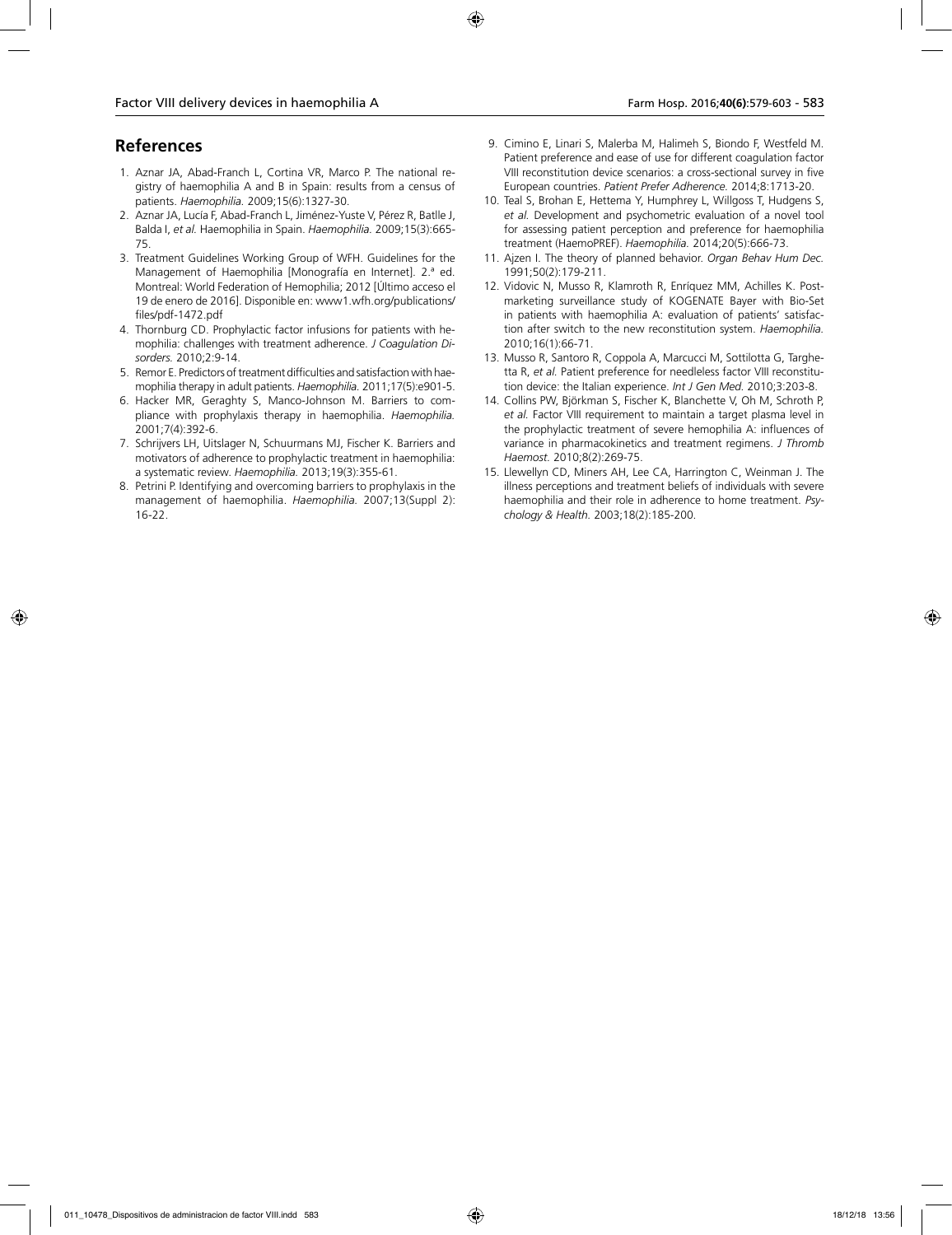## References

1. Aznar JA, Abad-Franch L, Cortina VR, Marco P. The national registry of haemophilia A and B in Spain: results from a census of patients. *Haemophilia.* 2009;15(6):1327-30.
2. Aznar JA, Lucía F, Abad-Franch L, Jiménez-Yuste V, Pérez R, Batlle J, Balda I, *et al.* Haemophilia in Spain. *Haemophilia.* 2009;15(3):665-75.
3. Treatment Guidelines Working Group of WFH. Guidelines for the Management of Haemophilia [Monografía en Internet]. 2.ª ed. Montreal: World Federation of Hemophilia; 2012 [Último acceso el 19 de enero de 2016]. Disponible en: www1.wfh.org/publications/files/pdf-1472.pdf
4. Thornburg CD. Prophylactic factor infusions for patients with hemophilia: challenges with treatment adherence. *J Coagulation Disorders.* 2010;2:9-14.
5. Remor E. Predictors of treatment difficulties and satisfaction with haemophilia therapy in adult patients. *Haemophilia.* 2011;17(5):e901-5.
6. Hacker MR, Geraghty S, Manco-Johnson M. Barriers to compliance with prophylaxis therapy in haemophilia. *Haemophilia.* 2001;7(4):392-6.
7. Schrijvers LH, Uitslager N, Schuurmans MJ, Fischer K. Barriers and motivators of adherence to prophylactic treatment in haemophilia: a systematic review. *Haemophilia.* 2013;19(3):355-61.
8. Petrini P. Identifying and overcoming barriers to prophylaxis in the management of haemophilia. *Haemophilia.* 2007;13(Suppl 2):16-22.
9. Cimino E, Linari S, Malerba M, Halimeh S, Biondo F, Westfeld M. Patient preference and ease of use for different coagulation factor VIII reconstitution device scenarios: a cross-sectional survey in five European countries. *Patient Prefer Adherence.* 2014;8:1713-20.
10. Teal S, Brohan E, Hettema Y, Humphrey L, Willgoss T, Hudgens S, *et al.* Development and psychometric evaluation of a novel tool for assessing patient perception and preference for haemophilia treatment (HaemoPREF). *Haemophilia.* 2014;20(5):666-73.
11. Ajzen I. The theory of planned behavior. *Organ Behav Hum Dec.* 1991;50(2):179-211.
12. Vidovic N, Musso R, Klamroth R, Enríquez MM, Achilles K. Postmarketing surveillance study of KOGENATE Bayer with Bio-Set in patients with haemophilia A: evaluation of patients' satisfaction after switch to the new reconstitution system. *Haemophilia.* 2010;16(1):66-71.
13. Musso R, Santoro R, Coppola A, Marcucci M, Sottilotta G, Targhetta R, *et al.* Patient preference for needleless factor VIII reconstitution device: the Italian experience. *Int J Gen Med.* 2010;3:203-8.
14. Collins PW, Björkman S, Fischer K, Blanchette V, Oh M, Schroth P, *et al.* Factor VIII requirement to maintain a target plasma level in the prophylactic treatment of severe hemophilia A: influences of variance in pharmacokinetics and treatment regimens. *J Thromb Haemost.* 2010;8(2):269-75.
15. Llewellyn CD, Miners AH, Lee CA, Harrington C, Weinman J. The illness perceptions and treatment beliefs of individuals with severe haemophilia and their role in adherence to home treatment. *Psychology & Health.* 2003;18(2):185-200.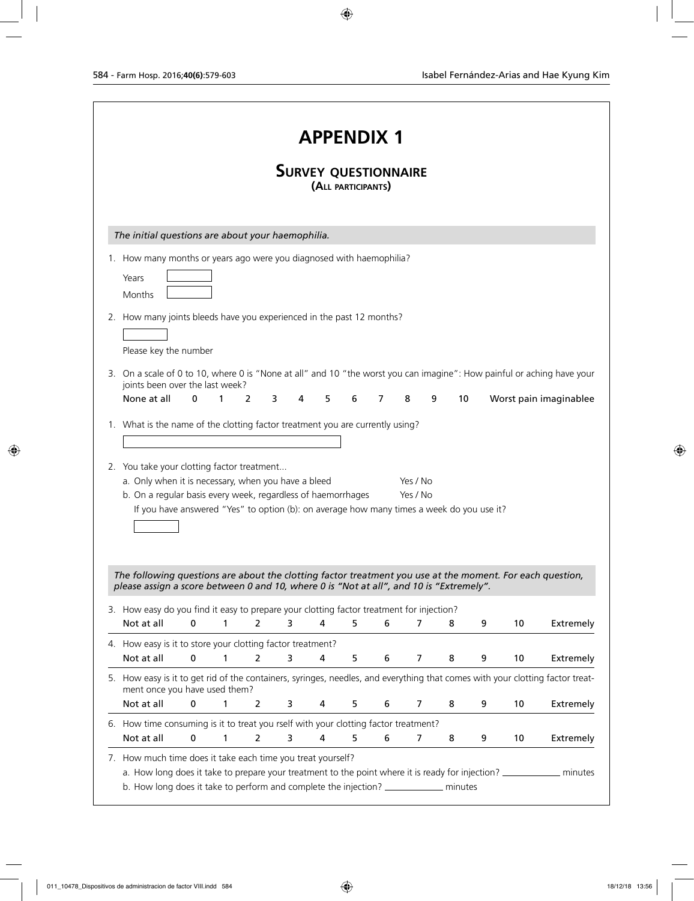# APPENDIX 1

## Survey questionnaire

**(All participants)**

*The initial questions are about your haemophilia.*

1. How many months or years ago were you diagnosed with haemophilia?

   Years ☐

   Months ☐

2. How many joints bleeds have you experienced in the past 12 months?

   ☐

   Please key the number

3. On a scale of 0 to 10, where 0 is "None at all" and 10 "the worst you can imagine": How painful or aching have your joints been over the last week?

   None at all 0 1 2 3 4 5 6 7 8 9 10 Worst pain imaginablee

1. What is the name of the clotting factor treatment you are currently using?

   ☐

2. You take your clotting factor treatment...

   a. Only when it is necessary, when you have a bleed Yes / No

   b. On a regular basis every week, regardless of haemorrhages Yes / No

   If you have answered "Yes" to option (b): on average how many times a week do you use it?

   ☐

*The following questions are about the clotting factor treatment you use at the moment. For each question, please assign a score between 0 and 10, where 0 is "Not at all", and 10 is "Extremely".*

3. How easy do you find it easy to prepare your clotting factor treatment for injection?

   Not at all 0 1 2 3 4 5 6 7 8 9 10 Extremely

4. How easy is it to store your clotting factor treatment?

   Not at all 0 1 2 3 4 5 6 7 8 9 10 Extremely

5. How easy is it to get rid of the containers, syringes, needles, and everything that comes with your clotting factor treatment once you have used them?

   Not at all 0 1 2 3 4 5 6 7 8 9 10 Extremely

6. How time consuming is it to treat you rself with your clotting factor treatment?

   Not at all 0 1 2 3 4 5 6 7 8 9 10 Extremely

7. How much time does it take each time you treat yourself?

   a. How long does it take to prepare your treatment to the point where it is ready for injection? ____________ minutes

   b. How long does it take to perform and complete the injection? ____________ minutes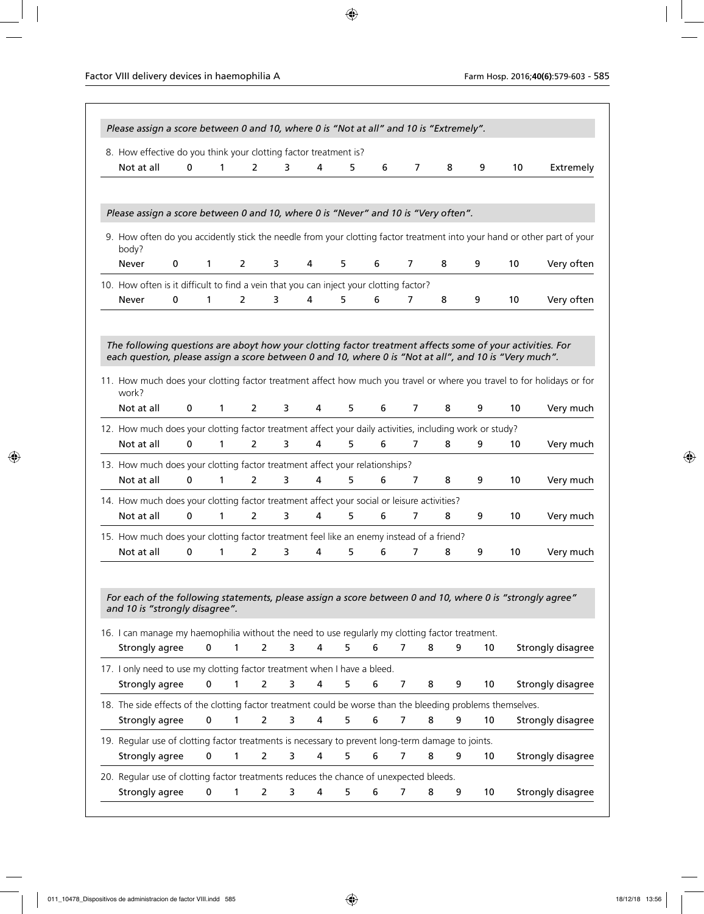*Please assign a score between 0 and 10, where 0 is "Not at all" and 10 is "Extremely".*

8. How effective do you think your clotting factor treatment is?

| Not at all | 0 | 1 | 2 | 3 | 4 | 5 | 6 | 7 | 8 | 9 | 10 | Extremely |
|---|---|---|---|---|---|---|---|---|---|---|---|---|

*Please assign a score between 0 and 10, where 0 is "Never" and 10 is "Very often".*

9. How often do you accidently stick the needle from your clotting factor treatment into your hand or other part of your body?

| Never | 0 | 1 | 2 | 3 | 4 | 5 | 6 | 7 | 8 | 9 | 10 | Very often |
|---|---|---|---|---|---|---|---|---|---|---|---|---|

10. How often is it difficult to find a vein that you can inject your clotting factor?

| Never | 0 | 1 | 2 | 3 | 4 | 5 | 6 | 7 | 8 | 9 | 10 | Very often |
|---|---|---|---|---|---|---|---|---|---|---|---|---|

*The following questions are aboyt how your clotting factor treatment affects some of your activities. For each question, please assign a score between 0 and 10, where 0 is "Not at all", and 10 is "Very much".*

11. How much does your clotting factor treatment affect how much you travel or where you travel to for holidays or for work?

| Not at all | 0 | 1 | 2 | 3 | 4 | 5 | 6 | 7 | 8 | 9 | 10 | Very much |
|---|---|---|---|---|---|---|---|---|---|---|---|---|

12. How much does your clotting factor treatment affect your daily activities, including work or study?

| Not at all | 0 | 1 | 2 | 3 | 4 | 5 | 6 | 7 | 8 | 9 | 10 | Very much |
|---|---|---|---|---|---|---|---|---|---|---|---|---|

13. How much does your clotting factor treatment affect your relationships?

| Not at all | 0 | 1 | 2 | 3 | 4 | 5 | 6 | 7 | 8 | 9 | 10 | Very much |
|---|---|---|---|---|---|---|---|---|---|---|---|---|

14. How much does your clotting factor treatment affect your social or leisure activities?

| Not at all | 0 | 1 | 2 | 3 | 4 | 5 | 6 | 7 | 8 | 9 | 10 | Very much |
|---|---|---|---|---|---|---|---|---|---|---|---|---|

15. How much does your clotting factor treatment feel like an enemy instead of a friend?

| Not at all | 0 | 1 | 2 | 3 | 4 | 5 | 6 | 7 | 8 | 9 | 10 | Very much |
|---|---|---|---|---|---|---|---|---|---|---|---|---|

*For each of the following statements, please assign a score between 0 and 10, where 0 is "strongly agree" and 10 is "strongly disagree".*

16. I can manage my haemophilia without the need to use regularly my clotting factor treatment.

| Strongly agree | 0 | 1 | 2 | 3 | 4 | 5 | 6 | 7 | 8 | 9 | 10 | Strongly disagree |
|---|---|---|---|---|---|---|---|---|---|---|---|---|

17. I only need to use my clotting factor treatment when I have a bleed.

| Strongly agree | 0 | 1 | 2 | 3 | 4 | 5 | 6 | 7 | 8 | 9 | 10 | Strongly disagree |
|---|---|---|---|---|---|---|---|---|---|---|---|---|

18. The side effects of the clotting factor treatment could be worse than the bleeding problems themselves.

| Strongly agree | 0 | 1 | 2 | 3 | 4 | 5 | 6 | 7 | 8 | 9 | 10 | Strongly disagree |
|---|---|---|---|---|---|---|---|---|---|---|---|---|

19. Regular use of clotting factor treatments is necessary to prevent long-term damage to joints.

| Strongly agree | 0 | 1 | 2 | 3 | 4 | 5 | 6 | 7 | 8 | 9 | 10 | Strongly disagree |
|---|---|---|---|---|---|---|---|---|---|---|---|---|

20. Regular use of clotting factor treatments reduces the chance of unexpected bleeds.

| Strongly agree | 0 | 1 | 2 | 3 | 4 | 5 | 6 | 7 | 8 | 9 | 10 | Strongly disagree |
|---|---|---|---|---|---|---|---|---|---|---|---|---|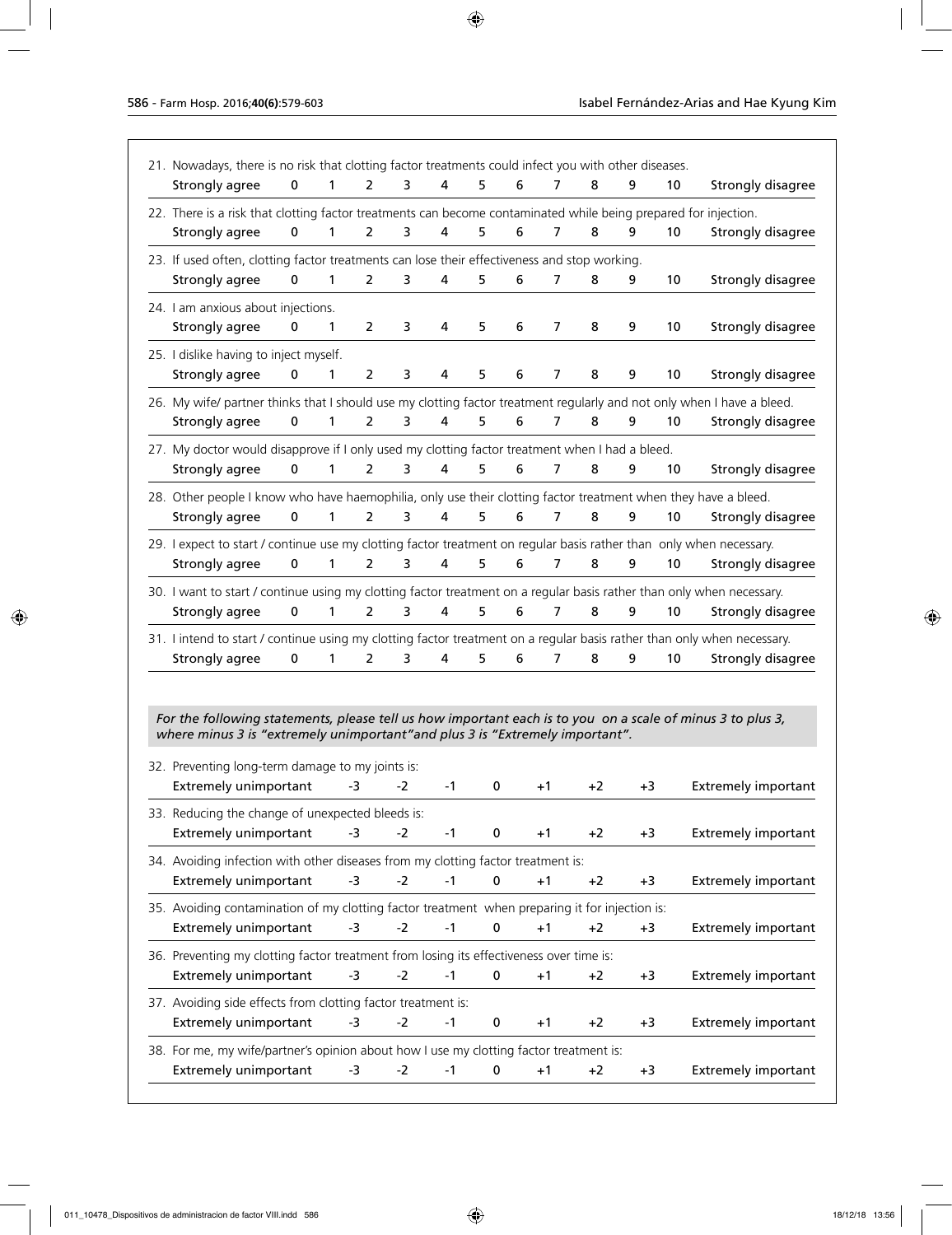21. Nowadays, there is no risk that clotting factor treatments could infect you with other diseases.

| Strongly agree | 0 | 1 | 2 | 3 | 4 | 5 | 6 | 7 | 8 | 9 | 10 | Strongly disagree |
|---|---|---|---|---|---|---|---|---|---|---|---|---|

22. There is a risk that clotting factor treatments can become contaminated while being prepared for injection.

| Strongly agree | 0 | 1 | 2 | 3 | 4 | 5 | 6 | 7 | 8 | 9 | 10 | Strongly disagree |
|---|---|---|---|---|---|---|---|---|---|---|---|---|

23. If used often, clotting factor treatments can lose their effectiveness and stop working.

| Strongly agree | 0 | 1 | 2 | 3 | 4 | 5 | 6 | 7 | 8 | 9 | 10 | Strongly disagree |
|---|---|---|---|---|---|---|---|---|---|---|---|---|

24. I am anxious about injections.

| Strongly agree | 0 | 1 | 2 | 3 | 4 | 5 | 6 | 7 | 8 | 9 | 10 | Strongly disagree |
|---|---|---|---|---|---|---|---|---|---|---|---|---|

25. I dislike having to inject myself.

| Strongly agree | 0 | 1 | 2 | 3 | 4 | 5 | 6 | 7 | 8 | 9 | 10 | Strongly disagree |
|---|---|---|---|---|---|---|---|---|---|---|---|---|

26. My wife/ partner thinks that I should use my clotting factor treatment regularly and not only when I have a bleed.

| Strongly agree | 0 | 1 | 2 | 3 | 4 | 5 | 6 | 7 | 8 | 9 | 10 | Strongly disagree |
|---|---|---|---|---|---|---|---|---|---|---|---|---|

27. My doctor would disapprove if I only used my clotting factor treatment when I had a bleed.

| Strongly agree | 0 | 1 | 2 | 3 | 4 | 5 | 6 | 7 | 8 | 9 | 10 | Strongly disagree |
|---|---|---|---|---|---|---|---|---|---|---|---|---|

28. Other people I know who have haemophilia, only use their clotting factor treatment when they have a bleed.

| Strongly agree | 0 | 1 | 2 | 3 | 4 | 5 | 6 | 7 | 8 | 9 | 10 | Strongly disagree |
|---|---|---|---|---|---|---|---|---|---|---|---|---|

29. I expect to start / continue use my clotting factor treatment on regular basis rather than only when necessary.

| Strongly agree | 0 | 1 | 2 | 3 | 4 | 5 | 6 | 7 | 8 | 9 | 10 | Strongly disagree |
|---|---|---|---|---|---|---|---|---|---|---|---|---|

30. I want to start / continue using my clotting factor treatment on a regular basis rather than only when necessary.

| Strongly agree | 0 | 1 | 2 | 3 | 4 | 5 | 6 | 7 | 8 | 9 | 10 | Strongly disagree |
|---|---|---|---|---|---|---|---|---|---|---|---|---|

31. I intend to start / continue using my clotting factor treatment on a regular basis rather than only when necessary.

| Strongly agree | 0 | 1 | 2 | 3 | 4 | 5 | 6 | 7 | 8 | 9 | 10 | Strongly disagree |
|---|---|---|---|---|---|---|---|---|---|---|---|---|

*For the following statements, please tell us how important each is to you on a scale of minus 3 to plus 3, where minus 3 is "extremely unimportant" and plus 3 is "Extremely important".*

32. Preventing long-term damage to my joints is:

| Extremely unimportant | -3 | -2 | -1 | 0 | +1 | +2 | +3 | Extremely important |
|---|---|---|---|---|---|---|---|---|

33. Reducing the change of unexpected bleeds is:

| Extremely unimportant | -3 | -2 | -1 | 0 | +1 | +2 | +3 | Extremely important |
|---|---|---|---|---|---|---|---|---|

34. Avoiding infection with other diseases from my clotting factor treatment is:

| Extremely unimportant | -3 | -2 | -1 | 0 | +1 | +2 | +3 | Extremely important |
|---|---|---|---|---|---|---|---|---|

35. Avoiding contamination of my clotting factor treatment when preparing it for injection is:

| Extremely unimportant | -3 | -2 | -1 | 0 | +1 | +2 | +3 | Extremely important |
|---|---|---|---|---|---|---|---|---|

36. Preventing my clotting factor treatment from losing its effectiveness over time is:

| Extremely unimportant | -3 | -2 | -1 | 0 | +1 | +2 | +3 | Extremely important |
|---|---|---|---|---|---|---|---|---|

37. Avoiding side effects from clotting factor treatment is:

| Extremely unimportant | -3 | -2 | -1 | 0 | +1 | +2 | +3 | Extremely important |
|---|---|---|---|---|---|---|---|---|

38. For me, my wife/partner's opinion about how I use my clotting factor treatment is:

| Extremely unimportant | -3 | -2 | -1 | 0 | +1 | +2 | +3 | Extremely important |
|---|---|---|---|---|---|---|---|---|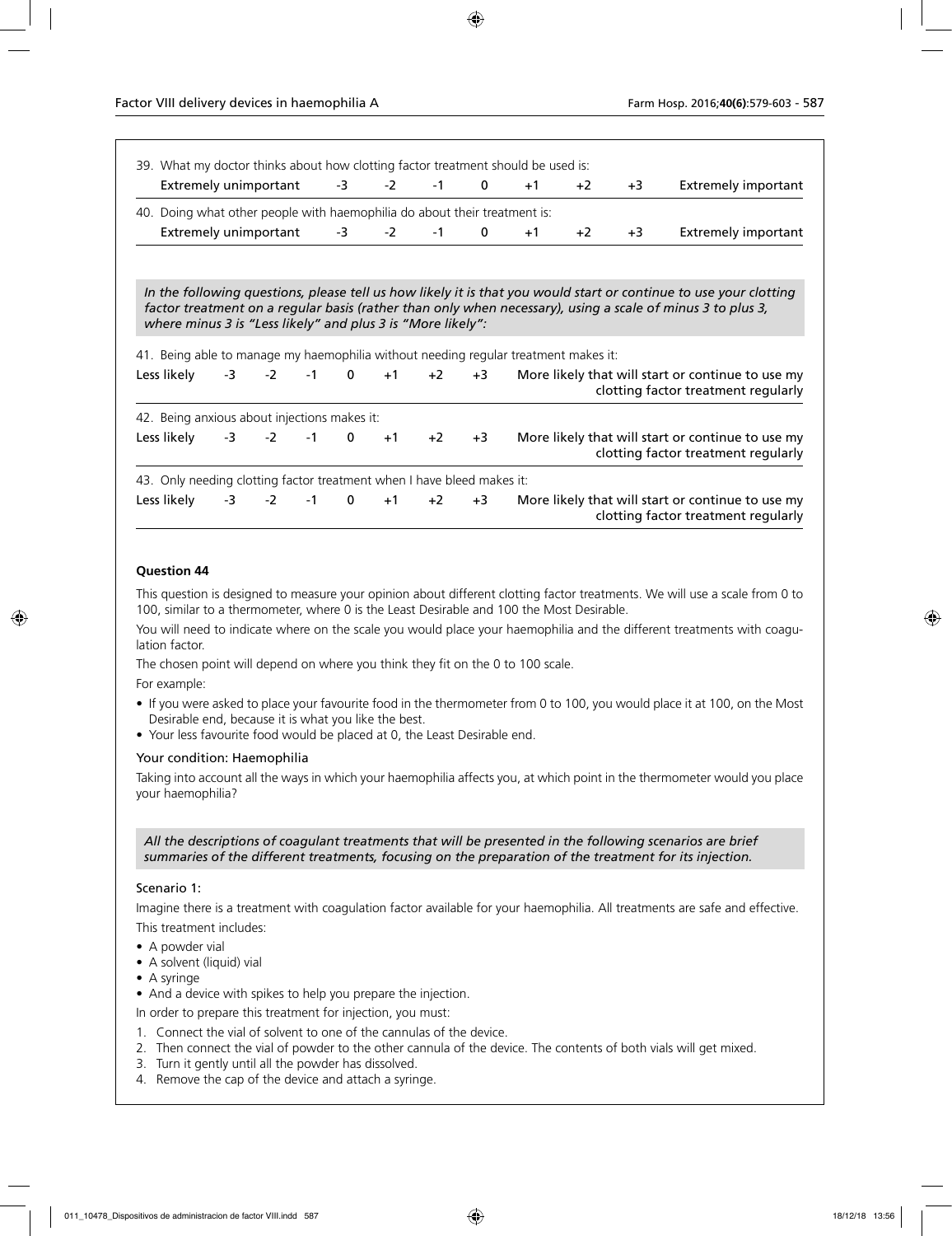39. What my doctor thinks about how clotting factor treatment should be used is:

| Extremely unimportant | -3 | -2 | -1 | 0 | +1 | +2 | +3 | Extremely important |
|---|---|---|---|---|---|---|---|---|

40. Doing what other people with haemophilia do about their treatment is:

| Extremely unimportant | -3 | -2 | -1 | 0 | +1 | +2 | +3 | Extremely important |
|---|---|---|---|---|---|---|---|---|

*In the following questions, please tell us how likely it is that you would start or continue to use your clotting factor treatment on a regular basis (rather than only when necessary), using a scale of minus 3 to plus 3, where minus 3 is "Less likely" and plus 3 is "More likely":*

41. Being able to manage my haemophilia without needing regular treatment makes it:

| Less likely | -3 | -2 | -1 | 0 | +1 | +2 | +3 | More likely that will start or continue to use my clotting factor treatment regularly |
|---|---|---|---|---|---|---|---|---|

42. Being anxious about injections makes it:

| Less likely | -3 | -2 | -1 | 0 | +1 | +2 | +3 | More likely that will start or continue to use my clotting factor treatment regularly |
|---|---|---|---|---|---|---|---|---|

43. Only needing clotting factor treatment when I have bleed makes it:

| Less likely | -3 | -2 | -1 | 0 | +1 | +2 | +3 | More likely that will start or continue to use my clotting factor treatment regularly |
|---|---|---|---|---|---|---|---|---|

**Question 44**

This question is designed to measure your opinion about different clotting factor treatments. We will use a scale from 0 to 100, similar to a thermometer, where 0 is the Least Desirable and 100 the Most Desirable.

You will need to indicate where on the scale you would place your haemophilia and the different treatments with coagulation factor.

The chosen point will depend on where you think they fit on the 0 to 100 scale.

For example:

- If you were asked to place your favourite food in the thermometer from 0 to 100, you would place it at 100, on the Most Desirable end, because it is what you like the best.
- Your less favourite food would be placed at 0, the Least Desirable end.

Your condition: Haemophilia

Taking into account all the ways in which your haemophilia affects you, at which point in the thermometer would you place your haemophilia?

*All the descriptions of coagulant treatments that will be presented in the following scenarios are brief summaries of the different treatments, focusing on the preparation of the treatment for its injection.*

Scenario 1:

Imagine there is a treatment with coagulation factor available for your haemophilia. All treatments are safe and effective.

This treatment includes:

- A powder vial
- A solvent (liquid) vial
- A syringe
- And a device with spikes to help you prepare the injection.

In order to prepare this treatment for injection, you must:

1. Connect the vial of solvent to one of the cannulas of the device.
2. Then connect the vial of powder to the other cannula of the device. The contents of both vials will get mixed.
3. Turn it gently until all the powder has dissolved.
4. Remove the cap of the device and attach a syringe.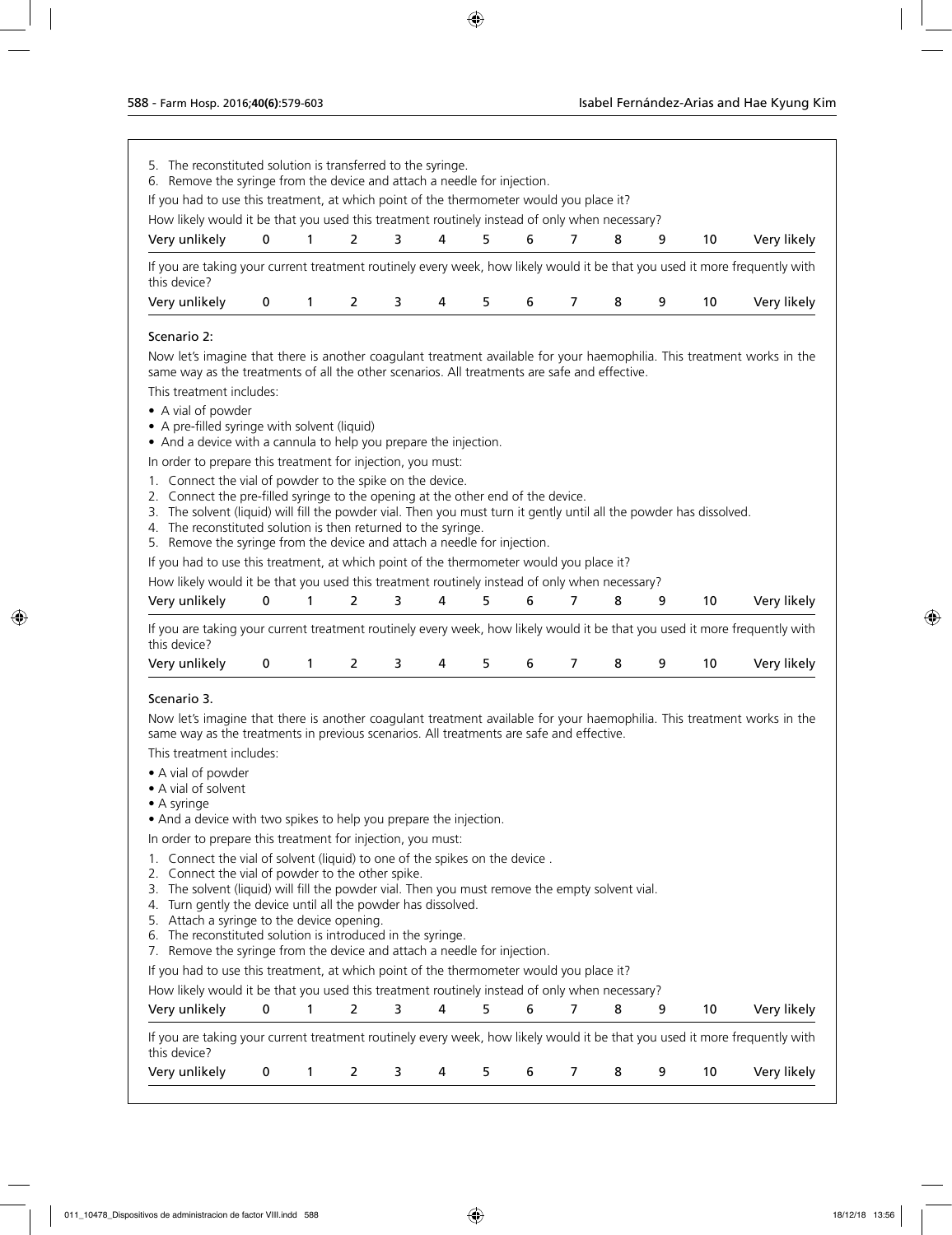5. The reconstituted solution is transferred to the syringe.
6. Remove the syringe from the device and attach a needle for injection.

If you had to use this treatment, at which point of the thermometer would you place it?

How likely would it be that you used this treatment routinely instead of only when necessary?

| Very unlikely | 0 | 1 | 2 | 3 | 4 | 5 | 6 | 7 | 8 | 9 | 10 | Very likely |
|---|---|---|---|---|---|---|---|---|---|---|---|---|

If you are taking your current treatment routinely every week, how likely would it be that you used it more frequently with this device?

| Very unlikely | 0 | 1 | 2 | 3 | 4 | 5 | 6 | 7 | 8 | 9 | 10 | Very likely |
|---|---|---|---|---|---|---|---|---|---|---|---|---|

Scenario 2:

Now let's imagine that there is another coagulant treatment available for your haemophilia. This treatment works in the same way as the treatments of all the other scenarios. All treatments are safe and effective.

This treatment includes:

- A vial of powder
- A pre-filled syringe with solvent (liquid)
- And a device with a cannula to help you prepare the injection.

In order to prepare this treatment for injection, you must:

1. Connect the vial of powder to the spike on the device.
2. Connect the pre-filled syringe to the opening at the other end of the device.
3. The solvent (liquid) will fill the powder vial. Then you must turn it gently until all the powder has dissolved.
4. The reconstituted solution is then returned to the syringe.
5. Remove the syringe from the device and attach a needle for injection.

If you had to use this treatment, at which point of the thermometer would you place it?

How likely would it be that you used this treatment routinely instead of only when necessary?

| Very unlikely | 0 | 1 | 2 | 3 | 4 | 5 | 6 | 7 | 8 | 9 | 10 | Very likely |
|---|---|---|---|---|---|---|---|---|---|---|---|---|

If you are taking your current treatment routinely every week, how likely would it be that you used it more frequently with this device?

| Very unlikely | 0 | 1 | 2 | 3 | 4 | 5 | 6 | 7 | 8 | 9 | 10 | Very likely |
|---|---|---|---|---|---|---|---|---|---|---|---|---|

Scenario 3.

Now let's imagine that there is another coagulant treatment available for your haemophilia. This treatment works in the same way as the treatments in previous scenarios. All treatments are safe and effective.

This treatment includes:

- A vial of powder
- A vial of solvent
- A syringe
- And a device with two spikes to help you prepare the injection.

In order to prepare this treatment for injection, you must:

1. Connect the vial of solvent (liquid) to one of the spikes on the device .
2. Connect the vial of powder to the other spike.
3. The solvent (liquid) will fill the powder vial. Then you must remove the empty solvent vial.
4. Turn gently the device until all the powder has dissolved.
5. Attach a syringe to the device opening.
6. The reconstituted solution is introduced in the syringe.
7. Remove the syringe from the device and attach a needle for injection.

If you had to use this treatment, at which point of the thermometer would you place it?

How likely would it be that you used this treatment routinely instead of only when necessary?

| Very unlikely | 0 | 1 | 2 | 3 | 4 | 5 | 6 | 7 | 8 | 9 | 10 | Very likely |
|---|---|---|---|---|---|---|---|---|---|---|---|---|

If you are taking your current treatment routinely every week, how likely would it be that you used it more frequently with this device?

| Very unlikely | 0 | 1 | 2 | 3 | 4 | 5 | 6 | 7 | 8 | 9 | 10 | Very likely |
|---|---|---|---|---|---|---|---|---|---|---|---|---|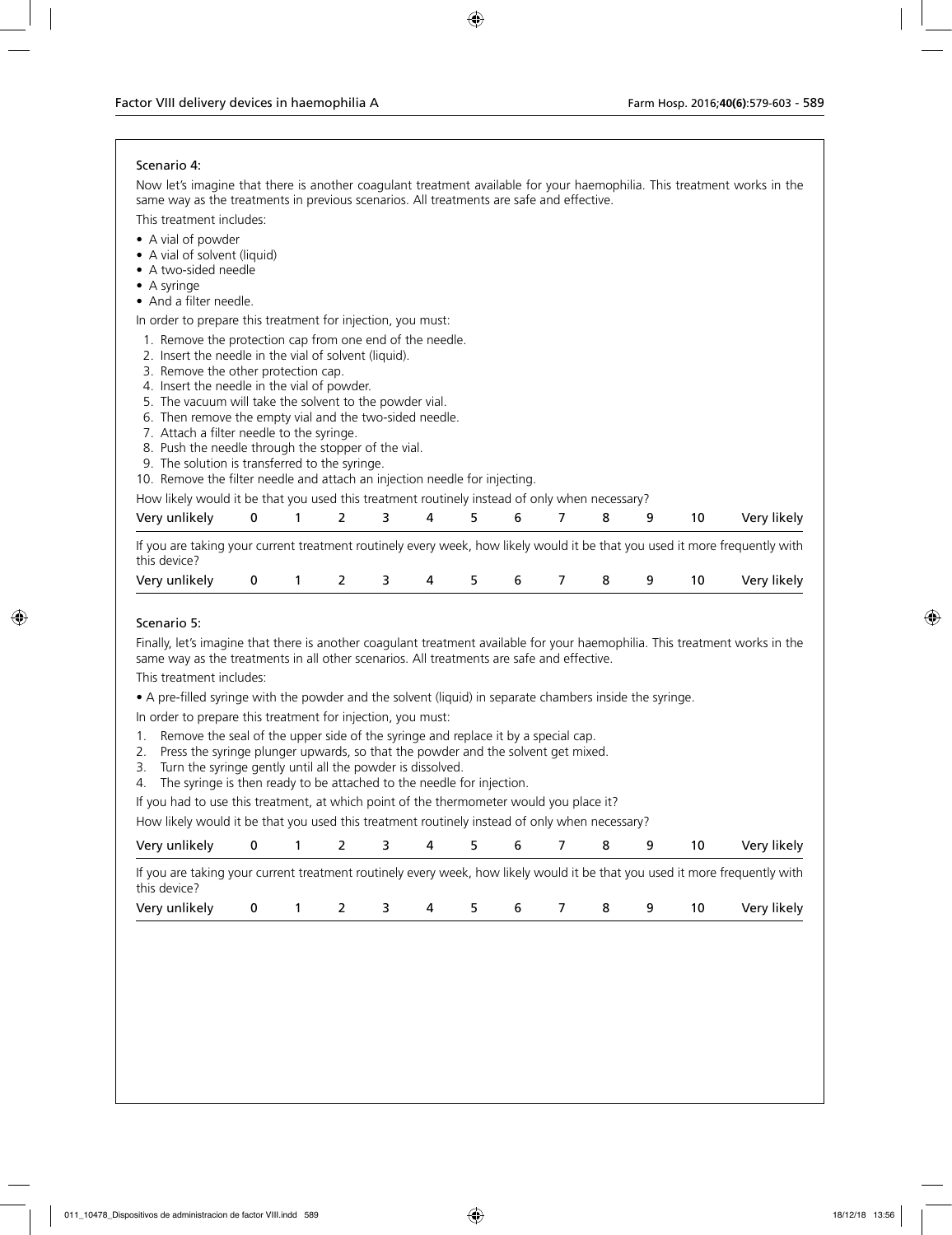Scenario 4:

Now let's imagine that there is another coagulant treatment available for your haemophilia. This treatment works in the same way as the treatments in previous scenarios. All treatments are safe and effective.

This treatment includes:

- A vial of powder
- A vial of solvent (liquid)
- A two-sided needle
- A syringe
- And a filter needle.

In order to prepare this treatment for injection, you must:

1. Remove the protection cap from one end of the needle.
2. Insert the needle in the vial of solvent (liquid).
3. Remove the other protection cap.
4. Insert the needle in the vial of powder.
5. The vacuum will take the solvent to the powder vial.
6. Then remove the empty vial and the two-sided needle.
7. Attach a filter needle to the syringe.
8. Push the needle through the stopper of the vial.
9. The solution is transferred to the syringe.
10. Remove the filter needle and attach an injection needle for injecting.

How likely would it be that you used this treatment routinely instead of only when necessary?

| Very unlikely | 0 | 1 | 2 | 3 | 4 | 5 | 6 | 7 | 8 | 9 | 10 | Very likely |
|---|---|---|---|---|---|---|---|---|---|---|---|---|

If you are taking your current treatment routinely every week, how likely would it be that you used it more frequently with this device?

| Very unlikely | 0 | 1 | 2 | 3 | 4 | 5 | 6 | 7 | 8 | 9 | 10 | Very likely |
|---|---|---|---|---|---|---|---|---|---|---|---|---|

Scenario 5:

Finally, let's imagine that there is another coagulant treatment available for your haemophilia. This treatment works in the same way as the treatments in all other scenarios. All treatments are safe and effective.

This treatment includes:

- A pre-filled syringe with the powder and the solvent (liquid) in separate chambers inside the syringe.

In order to prepare this treatment for injection, you must:

1. Remove the seal of the upper side of the syringe and replace it by a special cap.
2. Press the syringe plunger upwards, so that the powder and the solvent get mixed.
3. Turn the syringe gently until all the powder is dissolved.
4. The syringe is then ready to be attached to the needle for injection.

If you had to use this treatment, at which point of the thermometer would you place it?

How likely would it be that you used this treatment routinely instead of only when necessary?

| Very unlikely | 0 | 1 | 2 | 3 | 4 | 5 | 6 | 7 | 8 | 9 | 10 | Very likely |
|---|---|---|---|---|---|---|---|---|---|---|---|---|

If you are taking your current treatment routinely every week, how likely would it be that you used it more frequently with this device?

| Very unlikely | 0 | 1 | 2 | 3 | 4 | 5 | 6 | 7 | 8 | 9 | 10 | Very likely |
|---|---|---|---|---|---|---|---|---|---|---|---|---|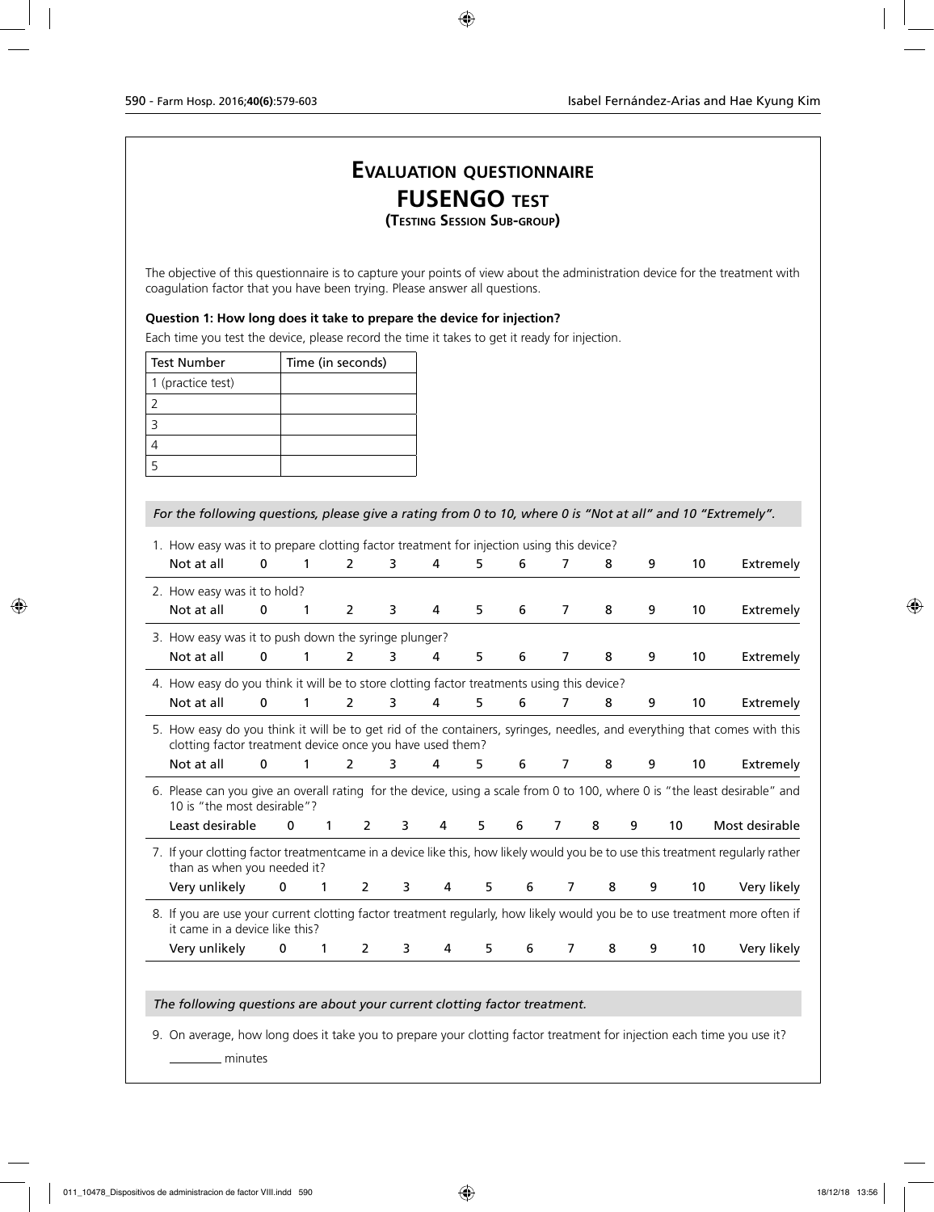# EVALUATION QUESTIONNAIRE
## FUSENGO TEST
### (TESTING SESSION SUB-GROUP)

The objective of this questionnaire is to capture your points of view about the administration device for the treatment with coagulation factor that you have been trying. Please answer all questions.

**Question 1: How long does it take to prepare the device for injection?**

Each time you test the device, please record the time it takes to get it ready for injection.

| Test Number | Time (in seconds) |
|---|---|
| 1 (practice test) | |
| 2 | |
| 3 | |
| 4 | |
| 5 | |

*For the following questions, please give a rating from 0 to 10, where 0 is "Not at all" and 10 "Extremely".*

1. How easy was it to prepare clotting factor treatment for injection using this device?

   Not at all 0 1 2 3 4 5 6 7 8 9 10 Extremely

2. How easy was it to hold?

   Not at all 0 1 2 3 4 5 6 7 8 9 10 Extremely

3. How easy was it to push down the syringe plunger?

   Not at all 0 1 2 3 4 5 6 7 8 9 10 Extremely

4. How easy do you think it will be to store clotting factor treatments using this device?

   Not at all 0 1 2 3 4 5 6 7 8 9 10 Extremely

5. How easy do you think it will be to get rid of the containers, syringes, needles, and everything that comes with this clotting factor treatment device once you have used them?

   Not at all 0 1 2 3 4 5 6 7 8 9 10 Extremely

6. Please can you give an overall rating for the device, using a scale from 0 to 100, where 0 is "the least desirable" and 10 is "the most desirable"?

   Least desirable 0 1 2 3 4 5 6 7 8 9 10 Most desirable

7. If your clotting factor treatmentcame in a device like this, how likely would you be to use this treatment regularly rather than as when you needed it?

   Very unlikely 0 1 2 3 4 5 6 7 8 9 10 Very likely

8. If you are use your current clotting factor treatment regularly, how likely would you be to use treatment more often if it came in a device like this?

   Very unlikely 0 1 2 3 4 5 6 7 8 9 10 Very likely

*The following questions are about your current clotting factor treatment.*

9. On average, how long does it take you to prepare your clotting factor treatment for injection each time you use it?

   _________ minutes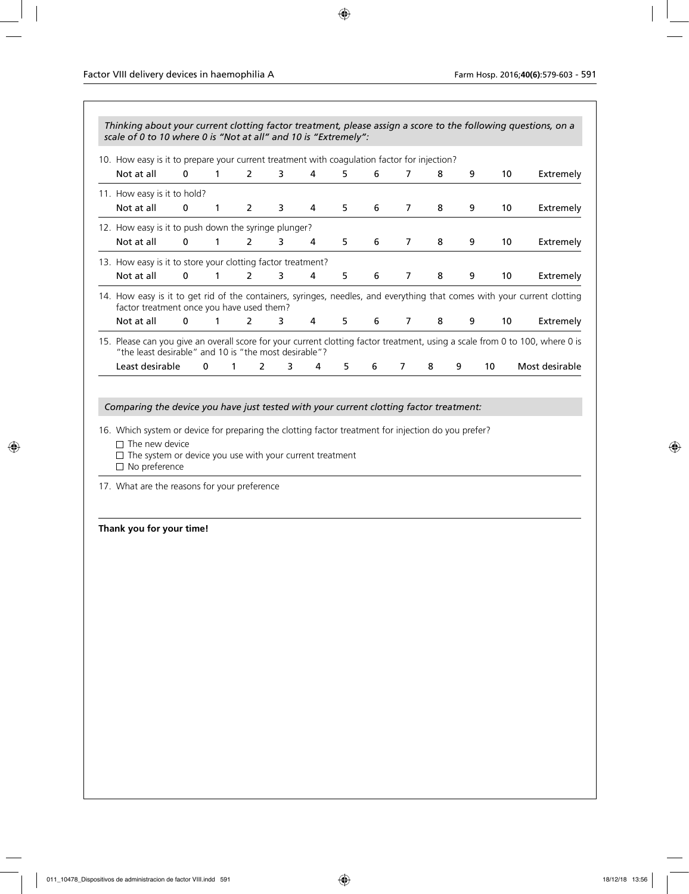*Thinking about your current clotting factor treatment, please assign a score to the following questions, on a scale of 0 to 10 where 0 is "Not at all" and 10 is "Extremely":*

10. How easy is it to prepare your current treatment with coagulation factor for injection?

| Not at all | 0 | 1 | 2 | 3 | 4 | 5 | 6 | 7 | 8 | 9 | 10 | Extremely |
|---|---|---|---|---|---|---|---|---|---|---|---|---|

11. How easy is it to hold?

| Not at all | 0 | 1 | 2 | 3 | 4 | 5 | 6 | 7 | 8 | 9 | 10 | Extremely |
|---|---|---|---|---|---|---|---|---|---|---|---|---|

12. How easy is it to push down the syringe plunger?

| Not at all | 0 | 1 | 2 | 3 | 4 | 5 | 6 | 7 | 8 | 9 | 10 | Extremely |
|---|---|---|---|---|---|---|---|---|---|---|---|---|

13. How easy is it to store your clotting factor treatment?

| Not at all | 0 | 1 | 2 | 3 | 4 | 5 | 6 | 7 | 8 | 9 | 10 | Extremely |
|---|---|---|---|---|---|---|---|---|---|---|---|---|

14. How easy is it to get rid of the containers, syringes, needles, and everything that comes with your current clotting factor treatment once you have used them?

| Not at all | 0 | 1 | 2 | 3 | 4 | 5 | 6 | 7 | 8 | 9 | 10 | Extremely |
|---|---|---|---|---|---|---|---|---|---|---|---|---|

15. Please can you give an overall score for your current clotting factor treatment, using a scale from 0 to 100, where 0 is "the least desirable" and 10 is "the most desirable"?

| Least desirable | 0 | 1 | 2 | 3 | 4 | 5 | 6 | 7 | 8 | 9 | 10 | Most desirable |
|---|---|---|---|---|---|---|---|---|---|---|---|---|

*Comparing the device you have just tested with your current clotting factor treatment:*

16. Which system or device for preparing the clotting factor treatment for injection do you prefer?

- ☐ The new device
- ☐ The system or device you use with your current treatment
- ☐ No preference

17. What are the reasons for your preference

**Thank you for your time!**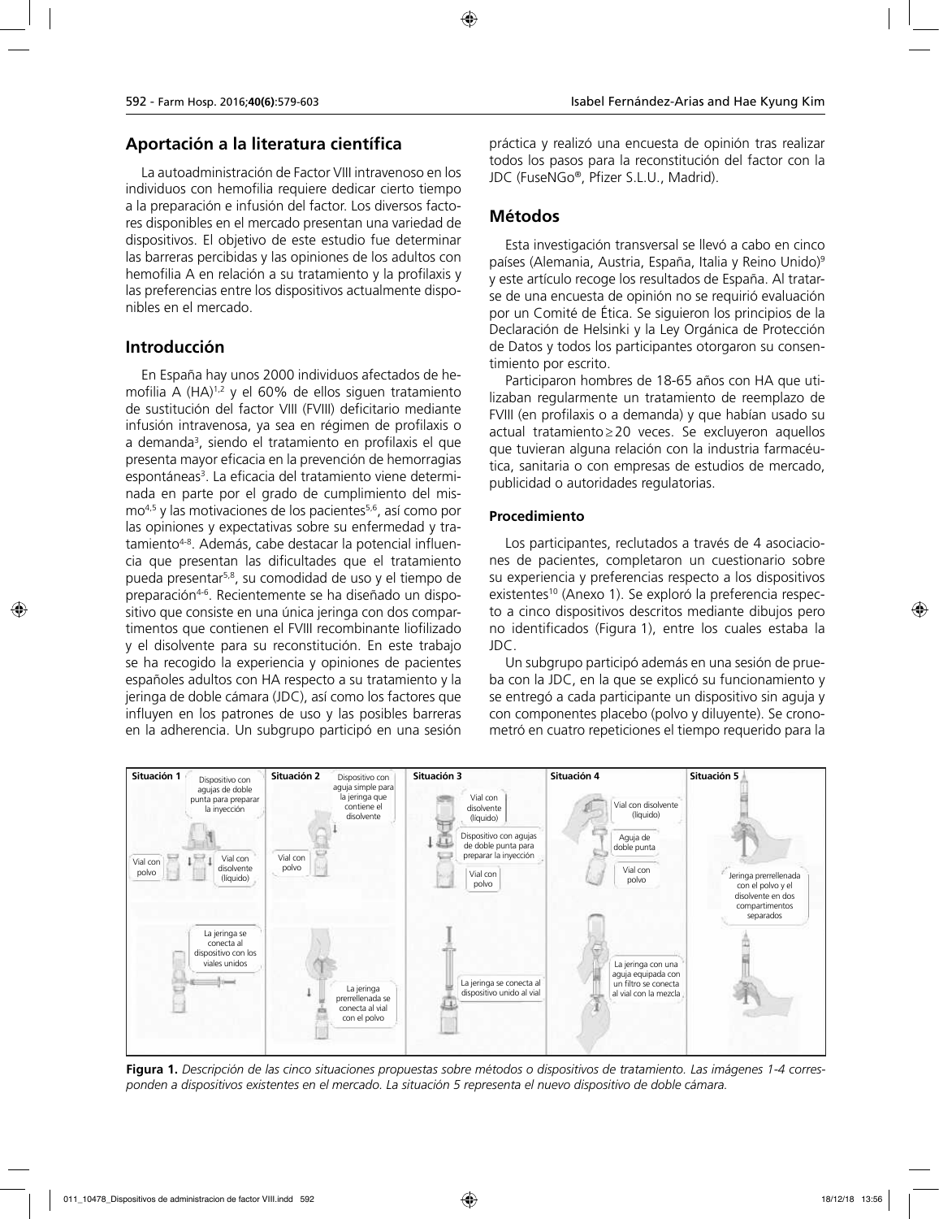## Aportación a la literatura científica

La autoadministración de Factor VIII intravenoso en los individuos con hemofilia requiere dedicar cierto tiempo a la preparación e infusión del factor. Los diversos factores disponibles en el mercado presentan una variedad de dispositivos. El objetivo de este estudio fue determinar las barreras percibidas y las opiniones de los adultos con hemofilia A en relación a su tratamiento y la profilaxis y las preferencias entre los dispositivos actualmente disponibles en el mercado.

## Introducción

En España hay unos 2000 individuos afectados de hemofilia A (HA)[1,2] y el 60% de ellos siguen tratamiento de sustitución del factor VIII (FVIII) deficitario mediante infusión intravenosa, ya sea en régimen de profilaxis o a demanda[3], siendo el tratamiento en profilaxis el que presenta mayor eficacia en la prevención de hemorragias espontáneas[3]. La eficacia del tratamiento viene determinada en parte por el grado de cumplimiento del mismo[4,5] y las motivaciones de los pacientes[5,6], así como por las opiniones y expectativas sobre su enfermedad y tratamiento[4-8]. Además, cabe destacar la potencial influencia que presentan las dificultades que el tratamiento pueda presentar[5,8], su comodidad de uso y el tiempo de preparación[4-6]. Recientemente se ha diseñado un dispositivo que consiste en una única jeringa con dos compartimentos que contienen el FVIII recombinante liofilizado y el disolvente para su reconstitución. En este trabajo se ha recogido la experiencia y opiniones de pacientes españoles adultos con HA respecto a su tratamiento y la jeringa de doble cámara (JDC), así como los factores que influyen en los patrones de uso y las posibles barreras en la adherencia. Un subgrupo participó en una sesión práctica y realizó una encuesta de opinión tras realizar todos los pasos para la reconstitución del factor con la JDC (FuseNGo®, Pfizer S.L.U., Madrid).

## Métodos

Esta investigación transversal se llevó a cabo en cinco países (Alemania, Austria, España, Italia y Reino Unido)[9] y este artículo recoge los resultados de España. Al tratarse de una encuesta de opinión no se requirió evaluación por un Comité de Ética. Se siguieron los principios de la Declaración de Helsinki y la Ley Orgánica de Protección de Datos y todos los participantes otorgaron su consentimiento por escrito.

Participaron hombres de 18-65 años con HA que utilizaban regularmente un tratamiento de reemplazo de FVIII (en profilaxis o a demanda) y que habían usado su actual tratamiento ≥ 20 veces. Se excluyeron aquellos que tuvieran alguna relación con la industria farmacéutica, sanitaria o con empresas de estudios de mercado, publicidad o autoridades regulatorias.

### Procedimiento

Los participantes, reclutados a través de 4 asociaciones de pacientes, completaron un cuestionario sobre su experiencia y preferencias respecto a los dispositivos existentes[10] (Anexo 1). Se exploró la preferencia respecto a cinco dispositivos descritos mediante dibujos pero no identificados (Figura 1), entre los cuales estaba la JDC.

Un subgrupo participó además en una sesión de prueba con la JDC, en la que se explicó su funcionamiento y se entregó a cada participante un dispositivo sin aguja y con componentes placebo (polvo y diluyente). Se cronometró en cuatro repeticiones el tiempo requerido para la

| Situación 1 | Situación 2 | Situación 3 | Situación 4 | Situación 5 |
|---|---|---|---|---|
| Dispositivo con agujas de doble punta para preparar la inyección; Vial con polvo; Vial con disolvente (líquido) | Dispositivo con aguja simple para la jeringa que contiene el disolvente; Vial con polvo | Vial con disolvente (líquido); Dispositivo con agujas de doble punta para preparar la inyección; Vial con polvo | Vial con disolvente (líquido); Aguja de doble punta; Vial con polvo | Jeringa prerrellenada con el polvo y el disolvente en dos compartimentos separados |
| La jeringa se conecta al dispositivo con los viales unidos | La jeringa prerrellenada se conecta al vial con el polvo | La jeringa se conecta al dispositivo unido al vial | La jeringa con una aguja equipada con un filtro se conecta al vial con la mezcla | |

**Figura 1.** *Descripción de las cinco situaciones propuestas sobre métodos o dispositivos de tratamiento. Las imágenes 1-4 corresponden a dispositivos existentes en el mercado. La situación 5 representa el nuevo dispositivo de doble cámara.*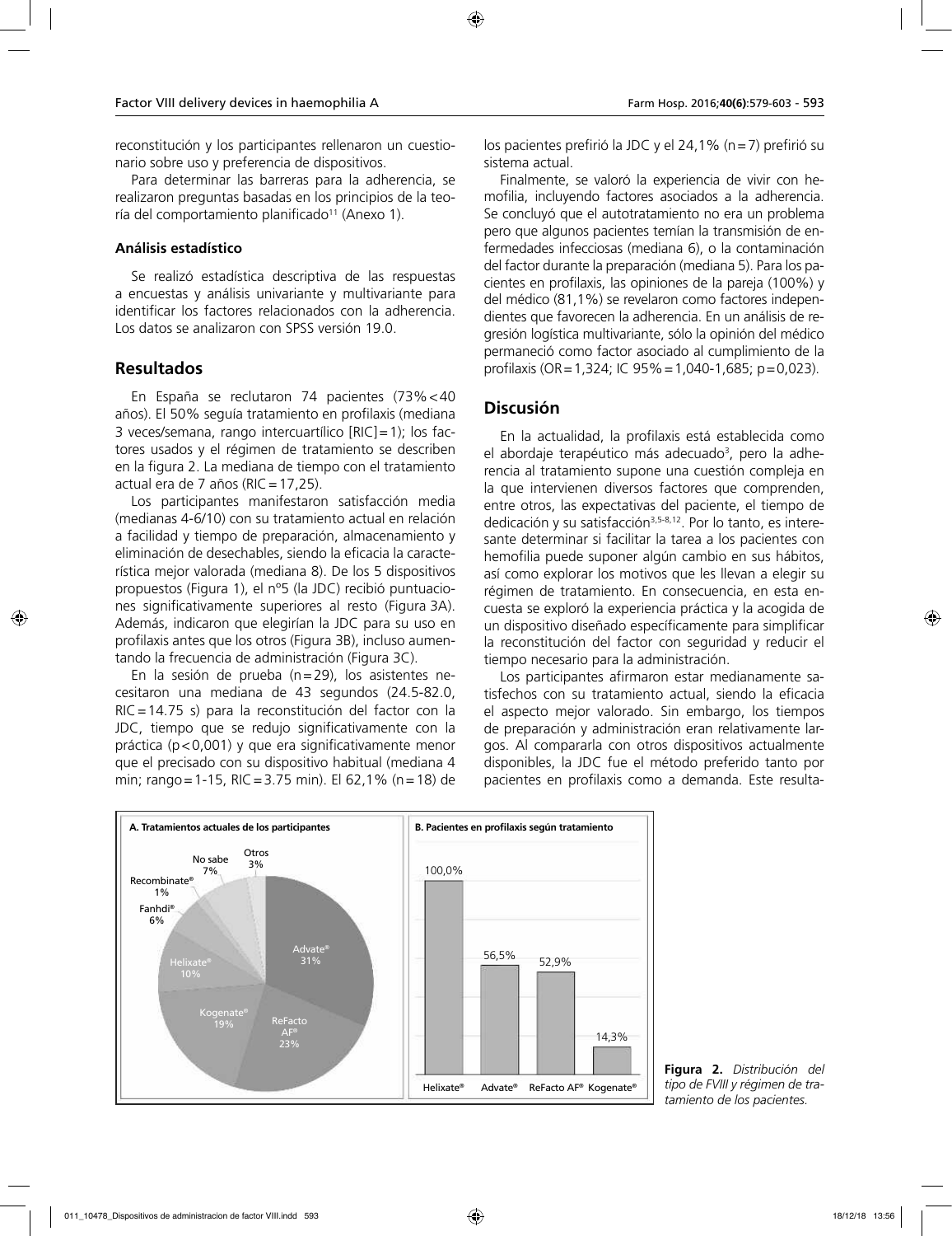reconstitución y los participantes rellenaron un cuestionario sobre uso y preferencia de dispositivos.

Para determinar las barreras para la adherencia, se realizaron preguntas basadas en los principios de la teoría del comportamiento planificado[11] (Anexo 1).

#### Análisis estadístico

Se realizó estadística descriptiva de las respuestas a encuestas y análisis univariante y multivariante para identificar los factores relacionados con la adherencia. Los datos se analizaron con SPSS versión 19.0.

## Resultados

En España se reclutaron 74 pacientes (73%<40 años). El 50% seguía tratamiento en profilaxis (mediana 3 veces/semana, rango intercuartílico [RIC]=1); los factores usados y el régimen de tratamiento se describen en la figura 2. La mediana de tiempo con el tratamiento actual era de 7 años (RIC=17,25).

Los participantes manifestaron satisfacción media (medianas 4-6/10) con su tratamiento actual en relación a facilidad y tiempo de preparación, almacenamiento y eliminación de desechables, siendo la eficacia la característica mejor valorada (mediana 8). De los 5 dispositivos propuestos (Figura 1), el nº5 (la JDC) recibió puntuaciones significativamente superiores al resto (Figura 3A). Además, indicaron que elegirían la JDC para su uso en profilaxis antes que los otros (Figura 3B), incluso aumentando la frecuencia de administración (Figura 3C).

En la sesión de prueba (n=29), los asistentes necesitaron una mediana de 43 segundos (24.5-82.0, RIC=14.75 s) para la reconstitución del factor con la JDC, tiempo que se redujo significativamente con la práctica ($p<0,001$) y que era significativamente menor que el precisado con su dispositivo habitual (mediana 4 min; rango=1-15, RIC=3.75 min). El 62,1% (n=18) de los pacientes prefirió la JDC y el 24,1% (n=7) prefirió su sistema actual.

Finalmente, se valoró la experiencia de vivir con hemofilia, incluyendo factores asociados a la adherencia. Se concluyó que el autotratamiento no era un problema pero que algunos pacientes temían la transmisión de enfermedades infecciosas (mediana 6), o la contaminación del factor durante la preparación (mediana 5). Para los pacientes en profilaxis, las opiniones de la pareja (100%) y del médico (81,1%) se revelaron como factores independientes que favorecen la adherencia. En un análisis de regresión logística multivariante, sólo la opinión del médico permaneció como factor asociado al cumplimiento de la profilaxis (OR=1,324; IC 95%=1,040-1,685; p=0,023).

## Discusión

En la actualidad, la profilaxis está establecida como el abordaje terapéutico más adecuado[3], pero la adherencia al tratamiento supone una cuestión compleja en la que intervienen diversos factores que comprenden, entre otros, las expectativas del paciente, el tiempo de dedicación y su satisfacción[3,5-8,12]. Por lo tanto, es interesante determinar si facilitar la tarea a los pacientes con hemofilia puede suponer algún cambio en sus hábitos, así como explorar los motivos que les llevan a elegir su régimen de tratamiento. En consecuencia, en esta encuesta se exploró la experiencia práctica y la acogida de un dispositivo diseñado específicamente para simplificar la reconstitución del factor con seguridad y reducir el tiempo necesario para la administración.

Los participantes afirmaron estar medianamente satisfechos con su tratamiento actual, siendo la eficacia el aspecto mejor valorado. Sin embargo, los tiempos de preparación y administración eran relativamente largos. Al compararla con otros dispositivos actualmente disponibles, la JDC fue el método preferido tanto por pacientes en profilaxis como a demanda. Este resulta-

**A. Tratamientos actuales de los participantes**

| Tratamiento | % |
|---|---|
| Advate® | 31% |
| ReFacto AF® | 23% |
| Kogenate® | 19% |
| Helixate® | 10% |
| Fanhdi® | 6% |
| Recombinate® | 1% |
| No sabe | 7% |
| Otros | 3% |

**B. Pacientes en profilaxis según tratamiento**

| Tratamiento | % |
|---|---|
| Helixate® | 100,0% |
| Advate® | 56,5% |
| ReFacto AF® | 52,9% |
| Kogenate® | 14,3% |

**Figura 2.** *Distribución del tipo de FVIII y régimen de tratamiento de los pacientes.*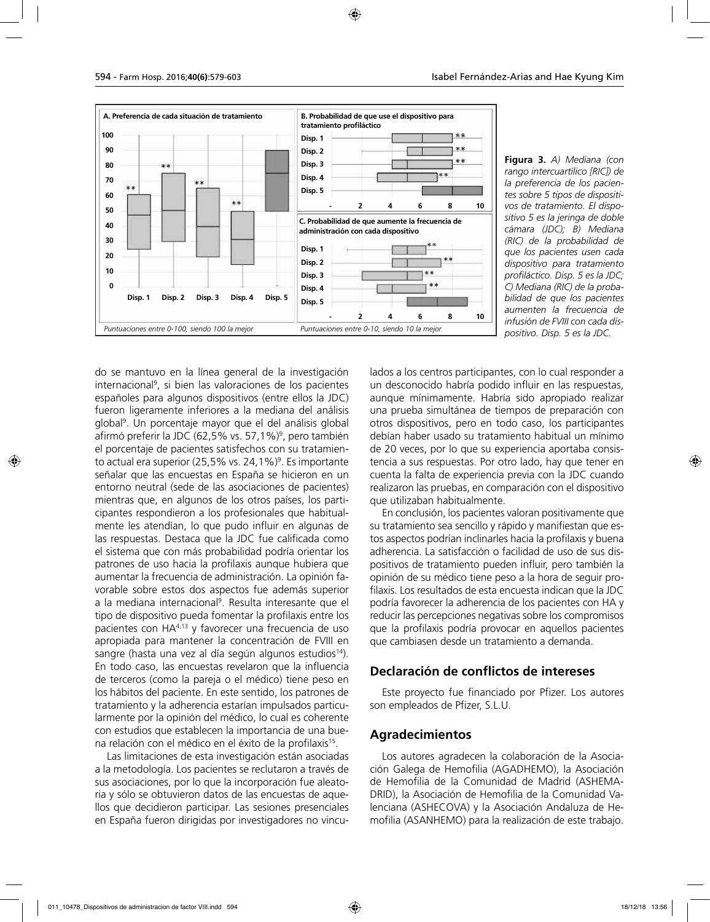**Figura 3.** *A) Mediana (con rango intercuartílico [RIC]) de la preferencia de los pacientes sobre 5 tipos de dispositivos de tratamiento. El dispositivo 5 es la jeringa de doble cámara (JDC); B) Mediana (RIC) de la probabilidad de que los pacientes usen cada dispositivo para tratamiento profiláctico. Disp. 5 es la JDC; C) Mediana (RIC) de la probabilidad de que los pacientes aumenten la frecuencia de infusión de FVIII con cada dispositivo. Disp. 5 es la JDC.*

do se mantuvo en la línea general de la investigación internacional[9], si bien las valoraciones de los pacientes españoles para algunos dispositivos (entre ellos la JDC) fueron ligeramente inferiores a la mediana del análisis global[9]. Un porcentaje mayor que el del análisis global afirmó preferir la JDC (62,5% vs. 57,1%)[9], pero también el porcentaje de pacientes satisfechos con su tratamiento actual era superior (25,5% vs. 24,1%)[9]. Es importante señalar que las encuestas en España se hicieron en un entorno neutral (sede de las asociaciones de pacientes) mientras que, en algunos de los otros países, los participantes respondieron a los profesionales que habitualmente les atendían, lo que pudo influir en algunas de las respuestas. Destaca que la JDC fue calificada como el sistema que con más probabilidad podría orientar los patrones de uso hacia la profilaxis aunque hubiera que aumentar la frecuencia de administración. La opinión favorable sobre estos dos aspectos fue además superior a la mediana internacional[9]. Resulta interesante que el tipo de dispositivo pueda fomentar la profilaxis entre los pacientes con HA[4,13] y favorecer una frecuencia de uso apropiada para mantener la concentración de FVIII en sangre (hasta una vez al día según algunos estudios[14]). En todo caso, las encuestas revelaron que la influencia de terceros (como la pareja o el médico) tiene peso en los hábitos del paciente. En este sentido, los patrones de tratamiento y la adherencia estarían impulsados particularmente por la opinión del médico, lo cual es coherente con estudios que establecen la importancia de una buena relación con el médico en el éxito de la profilaxis[15].

Las limitaciones de esta investigación están asociadas a la metodología. Los pacientes se reclutaron a través de sus asociaciones, por lo que la incorporación fue aleatoria y sólo se obtuvieron datos de las encuestas de aquellos que decidieron participar. Las sesiones presenciales en España fueron dirigidas por investigadores no vinculados a los centros participantes, con lo cual responder a un desconocido habría podido influir en las respuestas, aunque mínimamente. Habría sido apropiado realizar una prueba simultánea de tiempos de preparación con otros dispositivos, pero en todo caso, los participantes debían haber usado su tratamiento habitual un mínimo de 20 veces, por lo que su experiencia aportaba consistencia a sus respuestas. Por otro lado, hay que tener en cuenta la falta de experiencia previa con la JDC cuando realizaron las pruebas, en comparación con el dispositivo que utilizaban habitualmente.

En conclusión, los pacientes valoran positivamente que su tratamiento sea sencillo y rápido y manifiestan que estos aspectos podrían inclinarles hacia la profilaxis y buena adherencia. La satisfacción o facilidad de uso de sus dispositivos de tratamiento pueden influir, pero también la opinión de su médico tiene peso a la hora de seguir profilaxis. Los resultados de esta encuesta indican que la JDC podría favorecer la adherencia de los pacientes con HA y reducir las percepciones negativas sobre los compromisos que la profilaxis podría provocar en aquellos pacientes que cambiasen desde un tratamiento a demanda.

## Declaración de conflictos de intereses

Este proyecto fue financiado por Pfizer. Los autores son empleados de Pfizer, S.L.U.

## Agradecimientos

Los autores agradecen la colaboración de la Asociación Galega de Hemofilia (AGADHEMO), la Asociación de Hemofilia de la Comunidad de Madrid (ASHEMADRID), la Asociación de Hemofilia de la Comunidad Valenciana (ASHECOVA) y la Asociación Andaluza de Hemofilia (ASANHEMO) para la realización de este trabajo.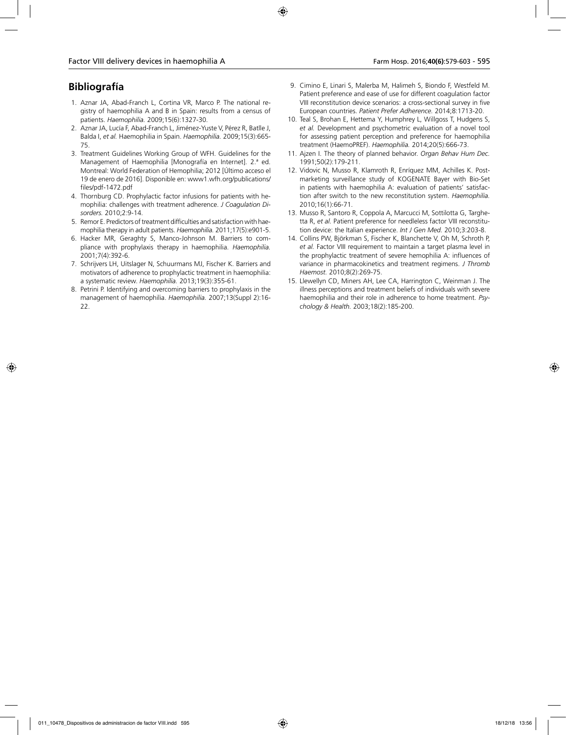## Bibliografía

1. Aznar JA, Abad-Franch L, Cortina VR, Marco P. The national registry of haemophilia A and B in Spain: results from a census of patients. *Haemophilia.* 2009;15(6):1327-30.
2. Aznar JA, Lucía F, Abad-Franch L, Jiménez-Yuste V, Pérez R, Batlle J, Balda I, *et al.* Haemophilia in Spain. *Haemophilia.* 2009;15(3):665-75.
3. Treatment Guidelines Working Group of WFH. Guidelines for the Management of Haemophilia [Monografía en Internet]. 2.ª ed. Montreal: World Federation of Hemophilia; 2012 [Último acceso el 19 de enero de 2016]. Disponible en: www1.wfh.org/publications/files/pdf-1472.pdf
4. Thornburg CD. Prophylactic factor infusions for patients with hemophilia: challenges with treatment adherence. *J Coagulation Disorders.* 2010;2:9-14.
5. Remor E. Predictors of treatment difficulties and satisfaction with haemophilia therapy in adult patients. *Haemophilia.* 2011;17(5):e901-5.
6. Hacker MR, Geraghty S, Manco-Johnson M. Barriers to compliance with prophylaxis therapy in haemophilia. *Haemophilia.* 2001;7(4):392-6.
7. Schrijvers LH, Uitslager N, Schuurmans MJ, Fischer K. Barriers and motivators of adherence to prophylactic treatment in haemophilia: a systematic review. *Haemophilia.* 2013;19(3):355-61.
8. Petrini P. Identifying and overcoming barriers to prophylaxis in the management of haemophilia. *Haemophilia.* 2007;13(Suppl 2):16-22.
9. Cimino E, Linari S, Malerba M, Halimeh S, Biondo F, Westfeld M. Patient preference and ease of use for different coagulation factor VIII reconstitution device scenarios: a cross-sectional survey in five European countries. *Patient Prefer Adherence.* 2014;8:1713-20.
10. Teal S, Brohan E, Hettema Y, Humphrey L, Willgoss T, Hudgens S, *et al.* Development and psychometric evaluation of a novel tool for assessing patient perception and preference for haemophilia treatment (HaemoPREF). *Haemophilia.* 2014;20(5):666-73.
11. Ajzen I. The theory of planned behavior. *Organ Behav Hum Dec.* 1991;50(2):179-211.
12. Vidovic N, Musso R, Klamroth R, Enríquez MM, Achilles K. Post-marketing surveillance study of KOGENATE Bayer with Bio-Set in patients with haemophilia A: evaluation of patients' satisfaction after switch to the new reconstitution system. *Haemophilia.* 2010;16(1):66-71.
13. Musso R, Santoro R, Coppola A, Marcucci M, Sottilotta G, Targhetta R, *et al.* Patient preference for needleless factor VIII reconstitution device: the Italian experience. *Int J Gen Med.* 2010;3:203-8.
14. Collins PW, Björkman S, Fischer K, Blanchette V, Oh M, Schroth P, *et al.* Factor VIII requirement to maintain a target plasma level in the prophylactic treatment of severe hemophilia A: influences of variance in pharmacokinetics and treatment regimens. *J Thromb Haemost.* 2010;8(2):269-75.
15. Llewellyn CD, Miners AH, Lee CA, Harrington C, Weinman J. The illness perceptions and treatment beliefs of individuals with severe haemophilia and their role in adherence to home treatment. *Psychology & Health.* 2003;18(2):185-200.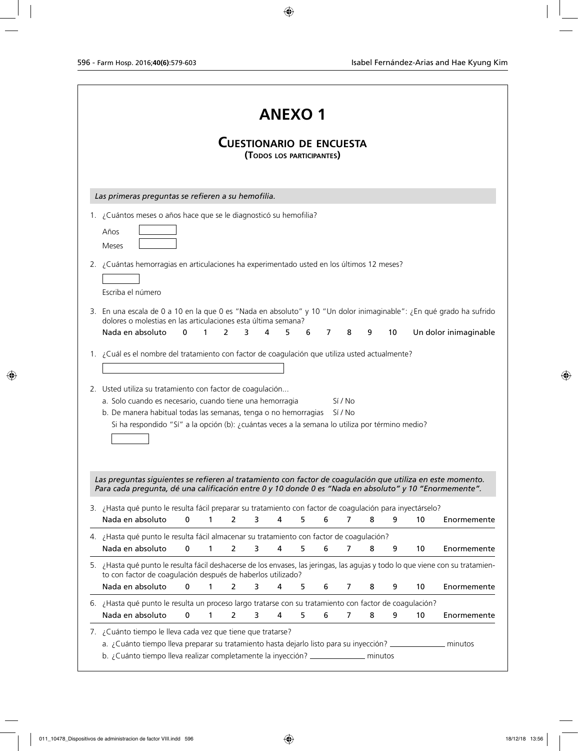# ANEXO 1

## Cuestionario de encuesta

**(Todos los participantes)**

*Las primeras preguntas se refieren a su hemofilia.*

1. ¿Cuántos meses o años hace que se le diagnosticó su hemofilia?

   Años [ ]

   Meses [ ]

2. ¿Cuántas hemorragias en articulaciones ha experimentado usted en los últimos 12 meses?

   [ ]

   Escriba el número

3. En una escala de 0 a 10 en la que 0 es "Nada en absoluto" y 10 "Un dolor inimaginable": ¿En qué grado ha sufrido dolores o molestias en las articulaciones esta última semana?

   Nada en absoluto 0 1 2 3 4 5 6 7 8 9 10 Un dolor inimaginable

1. ¿Cuál es el nombre del tratamiento con factor de coagulación que utiliza usted actualmente?

   [ ]

2. Usted utiliza su tratamiento con factor de coagulación...

   a. Solo cuando es necesario, cuando tiene una hemorragia Sí / No

   b. De manera habitual todas las semanas, tenga o no hemorragias Sí / No

   Si ha respondido "Sí" a la opción (b): ¿cuántas veces a la semana lo utiliza por término medio?

   [ ]

*Las preguntas siguientes se refieren al tratamiento con factor de coagulación que utiliza en este momento. Para cada pregunta, dé una calificación entre 0 y 10 donde 0 es "Nada en absoluto" y 10 "Enormemente".*

3. ¿Hasta qué punto le resulta fácil preparar su tratamiento con factor de coagulación para inyectárselo?

   Nada en absoluto 0 1 2 3 4 5 6 7 8 9 10 Enormemente

4. ¿Hasta qué punto le resulta fácil almacenar su tratamiento con factor de coagulación?

   Nada en absoluto 0 1 2 3 4 5 6 7 8 9 10 Enormemente

5. ¿Hasta qué punto le resulta fácil deshacerse de los envases, las jeringas, las agujas y todo lo que viene con su tratamiento con factor de coagulación después de haberlos utilizado?

   Nada en absoluto 0 1 2 3 4 5 6 7 8 9 10 Enormemente

6. ¿Hasta qué punto le resulta un proceso largo tratarse con su tratamiento con factor de coagulación?

   Nada en absoluto 0 1 2 3 4 5 6 7 8 9 10 Enormemente

7. ¿Cuánto tiempo le lleva cada vez que tiene que tratarse?

   a. ¿Cuánto tiempo lleva preparar su tratamiento hasta dejarlo listo para su inyección? ______________ minutos

   b. ¿Cuánto tiempo lleva realizar completamente la inyección? ______________ minutos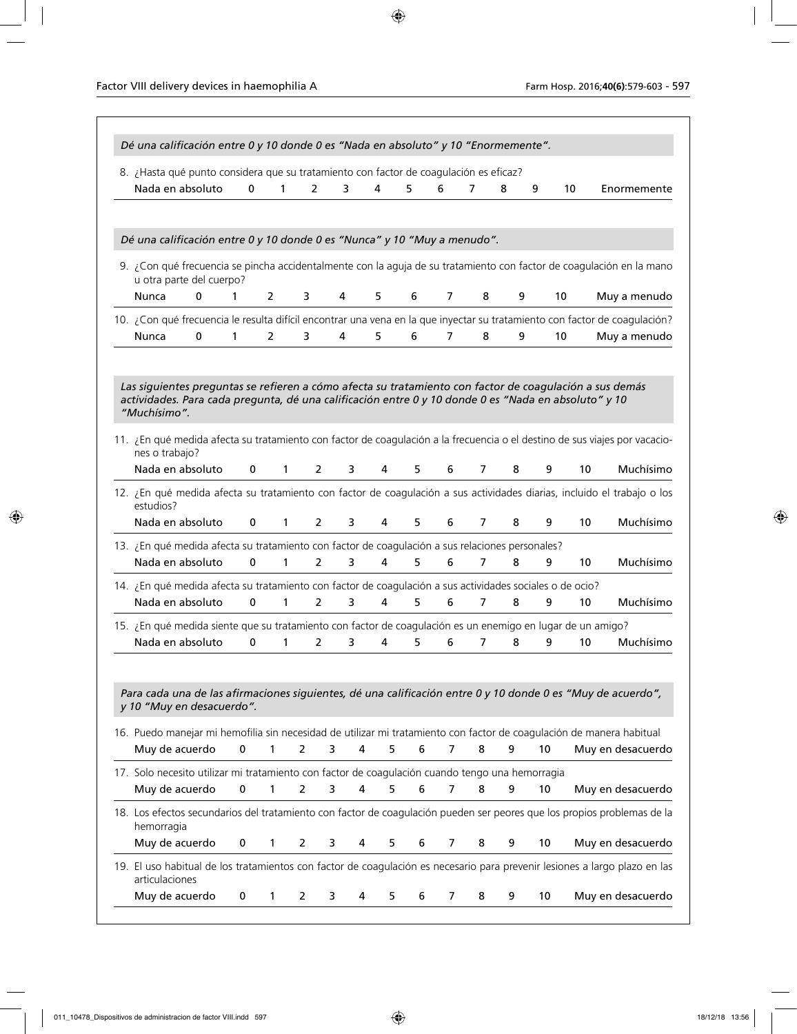*Dé una calificación entre 0 y 10 donde 0 es "Nada en absoluto" y 10 "Enormemente".*

8. ¿Hasta qué punto considera que su tratamiento con factor de coagulación es eficaz?

| Nada en absoluto | 0 | 1 | 2 | 3 | 4 | 5 | 6 | 7 | 8 | 9 | 10 | Enormemente |
|---|---|---|---|---|---|---|---|---|---|---|---|---|

*Dé una calificación entre 0 y 10 donde 0 es "Nunca" y 10 "Muy a menudo".*

9. ¿Con qué frecuencia se pincha accidentalmente con la aguja de su tratamiento con factor de coagulación en la mano u otra parte del cuerpo?

| Nunca | 0 | 1 | 2 | 3 | 4 | 5 | 6 | 7 | 8 | 9 | 10 | Muy a menudo |
|---|---|---|---|---|---|---|---|---|---|---|---|---|

10. ¿Con qué frecuencia le resulta difícil encontrar una vena en la que inyectar su tratamiento con factor de coagulación?

| Nunca | 0 | 1 | 2 | 3 | 4 | 5 | 6 | 7 | 8 | 9 | 10 | Muy a menudo |
|---|---|---|---|---|---|---|---|---|---|---|---|---|

*Las siguientes preguntas se refieren a cómo afecta su tratamiento con factor de coagulación a sus demás actividades. Para cada pregunta, dé una calificación entre 0 y 10 donde 0 es "Nada en absoluto" y 10 "Muchísimo".*

11. ¿En qué medida afecta su tratamiento con factor de coagulación a la frecuencia o el destino de sus viajes por vacaciones o trabajo?

| Nada en absoluto | 0 | 1 | 2 | 3 | 4 | 5 | 6 | 7 | 8 | 9 | 10 | Muchísimo |
|---|---|---|---|---|---|---|---|---|---|---|---|---|

12. ¿En qué medida afecta su tratamiento con factor de coagulación a sus actividades diarias, incluido el trabajo o los estudios?

| Nada en absoluto | 0 | 1 | 2 | 3 | 4 | 5 | 6 | 7 | 8 | 9 | 10 | Muchísimo |
|---|---|---|---|---|---|---|---|---|---|---|---|---|

13. ¿En qué medida afecta su tratamiento con factor de coagulación a sus relaciones personales?

| Nada en absoluto | 0 | 1 | 2 | 3 | 4 | 5 | 6 | 7 | 8 | 9 | 10 | Muchísimo |
|---|---|---|---|---|---|---|---|---|---|---|---|---|

14. ¿En qué medida afecta su tratamiento con factor de coagulación a sus actividades sociales o de ocio?

| Nada en absoluto | 0 | 1 | 2 | 3 | 4 | 5 | 6 | 7 | 8 | 9 | 10 | Muchísimo |
|---|---|---|---|---|---|---|---|---|---|---|---|---|

15. ¿En qué medida siente que su tratamiento con factor de coagulación es un enemigo en lugar de un amigo?

| Nada en absoluto | 0 | 1 | 2 | 3 | 4 | 5 | 6 | 7 | 8 | 9 | 10 | Muchísimo |
|---|---|---|---|---|---|---|---|---|---|---|---|---|

*Para cada una de las afirmaciones siguientes, dé una calificación entre 0 y 10 donde 0 es "Muy de acuerdo", y 10 "Muy en desacuerdo".*

16. Puedo manejar mi hemofilia sin necesidad de utilizar mi tratamiento con factor de coagulación de manera habitual

| Muy de acuerdo | 0 | 1 | 2 | 3 | 4 | 5 | 6 | 7 | 8 | 9 | 10 | Muy en desacuerdo |
|---|---|---|---|---|---|---|---|---|---|---|---|---|

17. Solo necesito utilizar mi tratamiento con factor de coagulación cuando tengo una hemorragia

| Muy de acuerdo | 0 | 1 | 2 | 3 | 4 | 5 | 6 | 7 | 8 | 9 | 10 | Muy en desacuerdo |
|---|---|---|---|---|---|---|---|---|---|---|---|---|

18. Los efectos secundarios del tratamiento con factor de coagulación pueden ser peores que los propios problemas de la hemorragia

| Muy de acuerdo | 0 | 1 | 2 | 3 | 4 | 5 | 6 | 7 | 8 | 9 | 10 | Muy en desacuerdo |
|---|---|---|---|---|---|---|---|---|---|---|---|---|

19. El uso habitual de los tratamientos con factor de coagulación es necesario para prevenir lesiones a largo plazo en las articulaciones

| Muy de acuerdo | 0 | 1 | 2 | 3 | 4 | 5 | 6 | 7 | 8 | 9 | 10 | Muy en desacuerdo |
|---|---|---|---|---|---|---|---|---|---|---|---|---|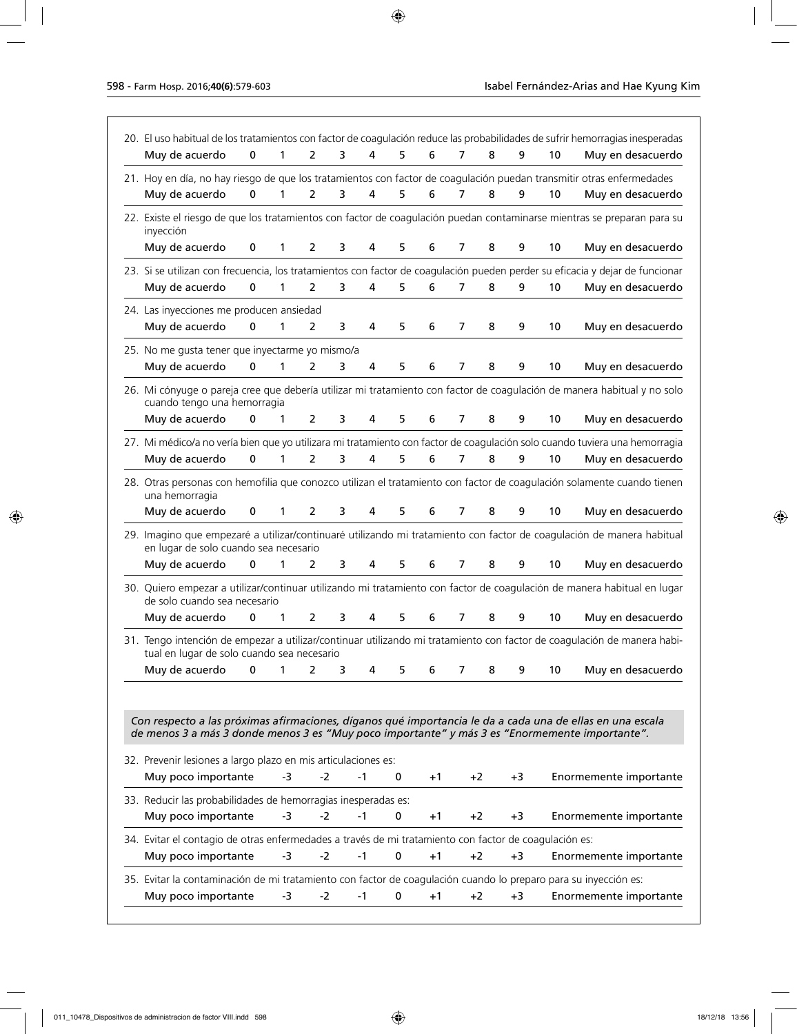20. El uso habitual de los tratamientos con factor de coagulación reduce las probabilidades de sufrir hemorragias inesperadas

Muy de acuerdo 0 1 2 3 4 5 6 7 8 9 10 Muy en desacuerdo

21. Hoy en día, no hay riesgo de que los tratamientos con factor de coagulación puedan transmitir otras enfermedades

Muy de acuerdo 0 1 2 3 4 5 6 7 8 9 10 Muy en desacuerdo

22. Existe el riesgo de que los tratamientos con factor de coagulación puedan contaminarse mientras se preparan para su inyección

Muy de acuerdo 0 1 2 3 4 5 6 7 8 9 10 Muy en desacuerdo

23. Si se utilizan con frecuencia, los tratamientos con factor de coagulación pueden perder su eficacia y dejar de funcionar

Muy de acuerdo 0 1 2 3 4 5 6 7 8 9 10 Muy en desacuerdo

24. Las inyecciones me producen ansiedad

Muy de acuerdo 0 1 2 3 4 5 6 7 8 9 10 Muy en desacuerdo

25. No me gusta tener que inyectarme yo mismo/a

Muy de acuerdo 0 1 2 3 4 5 6 7 8 9 10 Muy en desacuerdo

26. Mi cónyuge o pareja cree que debería utilizar mi tratamiento con factor de coagulación de manera habitual y no solo cuando tengo una hemorragia

Muy de acuerdo 0 1 2 3 4 5 6 7 8 9 10 Muy en desacuerdo

27. Mi médico/a no vería bien que yo utilizara mi tratamiento con factor de coagulación solo cuando tuviera una hemorragia

Muy de acuerdo 0 1 2 3 4 5 6 7 8 9 10 Muy en desacuerdo

28. Otras personas con hemofilia que conozco utilizan el tratamiento con factor de coagulación solamente cuando tienen una hemorragia

Muy de acuerdo 0 1 2 3 4 5 6 7 8 9 10 Muy en desacuerdo

29. Imagino que empezaré a utilizar/continuaré utilizando mi tratamiento con factor de coagulación de manera habitual en lugar de solo cuando sea necesario

Muy de acuerdo 0 1 2 3 4 5 6 7 8 9 10 Muy en desacuerdo

30. Quiero empezar a utilizar/continuar utilizando mi tratamiento con factor de coagulación de manera habitual en lugar de solo cuando sea necesario

Muy de acuerdo 0 1 2 3 4 5 6 7 8 9 10 Muy en desacuerdo

31. Tengo intención de empezar a utilizar/continuar utilizando mi tratamiento con factor de coagulación de manera habitual en lugar de solo cuando sea necesario

Muy de acuerdo 0 1 2 3 4 5 6 7 8 9 10 Muy en desacuerdo

*Con respecto a las próximas afirmaciones, díganos qué importancia le da a cada una de ellas en una escala de menos 3 a más 3 donde menos 3 es "Muy poco importante" y más 3 es "Enormemente importante".*

32. Prevenir lesiones a largo plazo en mis articulaciones es:

Muy poco importante -3 -2 -1 0 +1 +2 +3 Enormemente importante

33. Reducir las probabilidades de hemorragias inesperadas es:

Muy poco importante -3 -2 -1 0 +1 +2 +3 Enormemente importante

34. Evitar el contagio de otras enfermedades a través de mi tratamiento con factor de coagulación es:

Muy poco importante -3 -2 -1 0 +1 +2 +3 Enormemente importante

35. Evitar la contaminación de mi tratamiento con factor de coagulación cuando lo preparo para su inyección es:

Muy poco importante -3 -2 -1 0 +1 +2 +3 Enormemente importante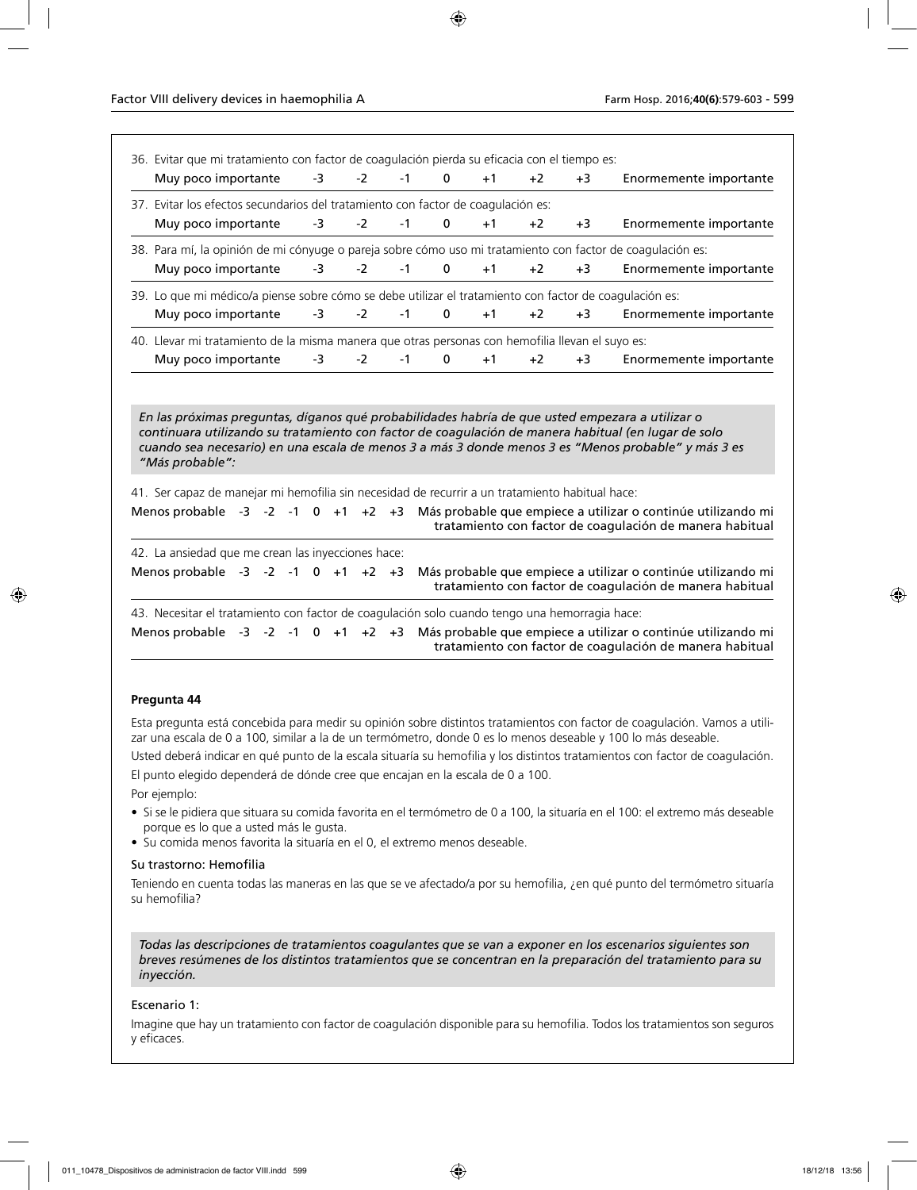36. Evitar que mi tratamiento con factor de coagulación pierda su eficacia con el tiempo es:

| Muy poco importante | -3 | -2 | -1 | 0 | +1 | +2 | +3 | Enormemente importante |
|---|---|---|---|---|---|---|---|---|

37. Evitar los efectos secundarios del tratamiento con factor de coagulación es:

| Muy poco importante | -3 | -2 | -1 | 0 | +1 | +2 | +3 | Enormemente importante |
|---|---|---|---|---|---|---|---|---|

38. Para mí, la opinión de mi cónyuge o pareja sobre cómo uso mi tratamiento con factor de coagulación es:

| Muy poco importante | -3 | -2 | -1 | 0 | +1 | +2 | +3 | Enormemente importante |
|---|---|---|---|---|---|---|---|---|

39. Lo que mi médico/a piense sobre cómo se debe utilizar el tratamiento con factor de coagulación es:

| Muy poco importante | -3 | -2 | -1 | 0 | +1 | +2 | +3 | Enormemente importante |
|---|---|---|---|---|---|---|---|---|

40. Llevar mi tratamiento de la misma manera que otras personas con hemofilia llevan el suyo es:

| Muy poco importante | -3 | -2 | -1 | 0 | +1 | +2 | +3 | Enormemente importante |
|---|---|---|---|---|---|---|---|---|

*En las próximas preguntas, díganos qué probabilidades habría de que usted empezara a utilizar o continuara utilizando su tratamiento con factor de coagulación de manera habitual (en lugar de solo cuando sea necesario) en una escala de menos 3 a más 3 donde menos 3 es "Menos probable" y más 3 es "Más probable":*

41. Ser capaz de manejar mi hemofilia sin necesidad de recurrir a un tratamiento habitual hace:

| Menos probable | -3 | -2 | -1 | 0 | +1 | +2 | +3 | Más probable que empiece a utilizar o continúe utilizando mi tratamiento con factor de coagulación de manera habitual |
|---|---|---|---|---|---|---|---|---|

42. La ansiedad que me crean las inyecciones hace:

| Menos probable | -3 | -2 | -1 | 0 | +1 | +2 | +3 | Más probable que empiece a utilizar o continúe utilizando mi tratamiento con factor de coagulación de manera habitual |
|---|---|---|---|---|---|---|---|---|

43. Necesitar el tratamiento con factor de coagulación solo cuando tengo una hemorragia hace:

| Menos probable | -3 | -2 | -1 | 0 | +1 | +2 | +3 | Más probable que empiece a utilizar o continúe utilizando mi tratamiento con factor de coagulación de manera habitual |
|---|---|---|---|---|---|---|---|---|

**Pregunta 44**

Esta pregunta está concebida para medir su opinión sobre distintos tratamientos con factor de coagulación. Vamos a utilizar una escala de 0 a 100, similar a la de un termómetro, donde 0 es lo menos deseable y 100 lo más deseable.

Usted deberá indicar en qué punto de la escala situaría su hemofilia y los distintos tratamientos con factor de coagulación.

El punto elegido dependerá de dónde cree que encajan en la escala de 0 a 100.

Por ejemplo:

- Si se le pidiera que situara su comida favorita en el termómetro de 0 a 100, la situaría en el 100: el extremo más deseable porque es lo que a usted más le gusta.
- Su comida menos favorita la situaría en el 0, el extremo menos deseable.

Su trastorno: Hemofilia

Teniendo en cuenta todas las maneras en las que se ve afectado/a por su hemofilia, ¿en qué punto del termómetro situaría su hemofilia?

*Todas las descripciones de tratamientos coagulantes que se van a exponer en los escenarios siguientes son breves resúmenes de los distintos tratamientos que se concentran en la preparación del tratamiento para su inyección.*

Escenario 1:

Imagine que hay un tratamiento con factor de coagulación disponible para su hemofilia. Todos los tratamientos son seguros y eficaces.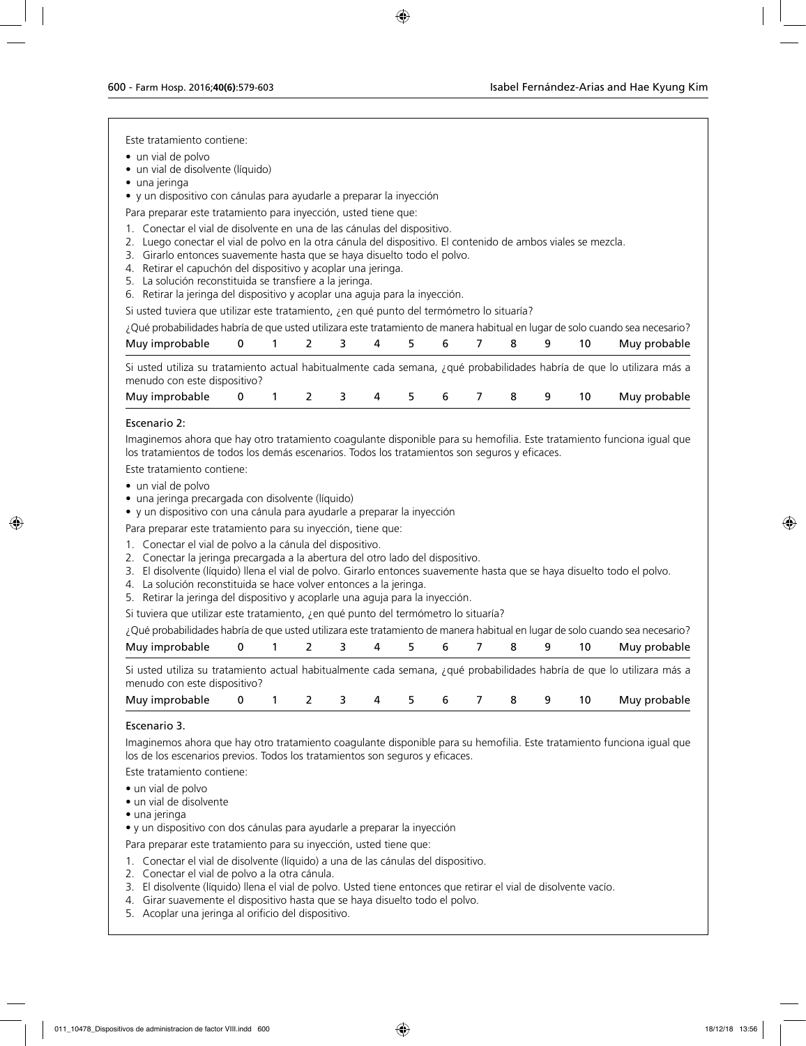Este tratamiento contiene:

- un vial de polvo
- un vial de disolvente (líquido)
- una jeringa
- y un dispositivo con cánulas para ayudarle a preparar la inyección

Para preparar este tratamiento para inyección, usted tiene que:

1. Conectar el vial de disolvente en una de las cánulas del dispositivo.
2. Luego conectar el vial de polvo en la otra cánula del dispositivo. El contenido de ambos viales se mezcla.
3. Girarlo entonces suavemente hasta que se haya disuelto todo el polvo.
4. Retirar el capuchón del dispositivo y acoplar una jeringa.
5. La solución reconstituida se transfiere a la jeringa.
6. Retirar la jeringa del dispositivo y acoplar una aguja para la inyección.

Si usted tuviera que utilizar este tratamiento, ¿en qué punto del termómetro lo situaría?

¿Qué probabilidades habría de que usted utilizara este tratamiento de manera habitual en lugar de solo cuando sea necesario?

| Muy improbable | 0 | 1 | 2 | 3 | 4 | 5 | 6 | 7 | 8 | 9 | 10 | Muy probable |
|---|---|---|---|---|---|---|---|---|---|---|---|---|

Si usted utiliza su tratamiento actual habitualmente cada semana, ¿qué probabilidades habría de que lo utilizara más a menudo con este dispositivo?

| Muy improbable | 0 | 1 | 2 | 3 | 4 | 5 | 6 | 7 | 8 | 9 | 10 | Muy probable |
|---|---|---|---|---|---|---|---|---|---|---|---|---|

Escenario 2:

Imaginemos ahora que hay otro tratamiento coagulante disponible para su hemofilia. Este tratamiento funciona igual que los tratamientos de todos los demás escenarios. Todos los tratamientos son seguros y eficaces.

Este tratamiento contiene:

- un vial de polvo
- una jeringa precargada con disolvente (líquido)
- y un dispositivo con una cánula para ayudarle a preparar la inyección

Para preparar este tratamiento para su inyección, tiene que:

1. Conectar el vial de polvo a la cánula del dispositivo.
2. Conectar la jeringa precargada a la abertura del otro lado del dispositivo.
3. El disolvente (líquido) llena el vial de polvo. Girarlo entonces suavemente hasta que se haya disuelto todo el polvo.
4. La solución reconstituida se hace volver entonces a la jeringa.
5. Retirar la jeringa del dispositivo y acoplarle una aguja para la inyección.

Si tuviera que utilizar este tratamiento, ¿en qué punto del termómetro lo situaría?

¿Qué probabilidades habría de que usted utilizara este tratamiento de manera habitual en lugar de solo cuando sea necesario?

| Muy improbable | 0 | 1 | 2 | 3 | 4 | 5 | 6 | 7 | 8 | 9 | 10 | Muy probable |
|---|---|---|---|---|---|---|---|---|---|---|---|---|

Si usted utiliza su tratamiento actual habitualmente cada semana, ¿qué probabilidades habría de que lo utilizara más a menudo con este dispositivo?

| Muy improbable | 0 | 1 | 2 | 3 | 4 | 5 | 6 | 7 | 8 | 9 | 10 | Muy probable |
|---|---|---|---|---|---|---|---|---|---|---|---|---|

Escenario 3.

Imaginemos ahora que hay otro tratamiento coagulante disponible para su hemofilia. Este tratamiento funciona igual que los de los escenarios previos. Todos los tratamientos son seguros y eficaces.

Este tratamiento contiene:

- un vial de polvo
- un vial de disolvente
- una jeringa
- y un dispositivo con dos cánulas para ayudarle a preparar la inyección

Para preparar este tratamiento para su inyección, usted tiene que:

1. Conectar el vial de disolvente (líquido) a una de las cánulas del dispositivo.
2. Conectar el vial de polvo a la otra cánula.
3. El disolvente (líquido) llena el vial de polvo. Usted tiene entonces que retirar el vial de disolvente vacío.
4. Girar suavemente el dispositivo hasta que se haya disuelto todo el polvo.
5. Acoplar una jeringa al orificio del dispositivo.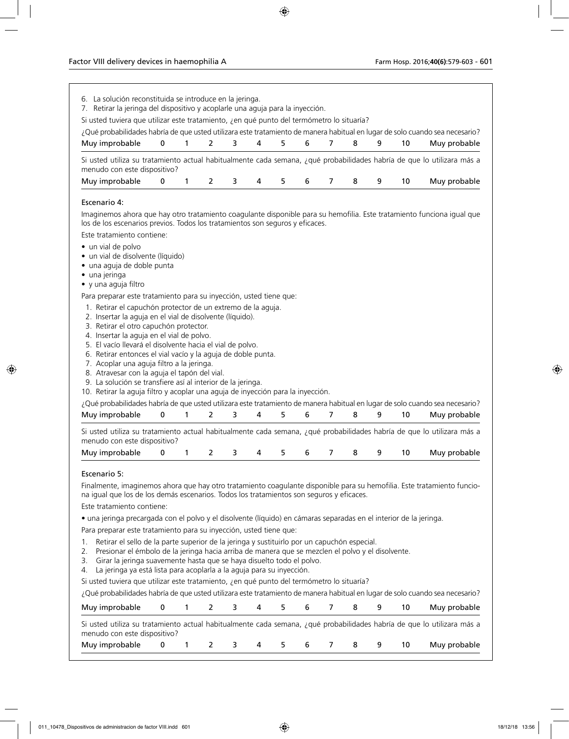6. La solución reconstituida se introduce en la jeringa.
7. Retirar la jeringa del dispositivo y acoplarle una aguja para la inyección.

Si usted tuviera que utilizar este tratamiento, ¿en qué punto del termómetro lo situaría?

¿Qué probabilidades habría de que usted utilizara este tratamiento de manera habitual en lugar de solo cuando sea necesario?

| Muy improbable | 0 | 1 | 2 | 3 | 4 | 5 | 6 | 7 | 8 | 9 | 10 | Muy probable |
|---|---|---|---|---|---|---|---|---|---|---|---|---|

Si usted utiliza su tratamiento actual habitualmente cada semana, ¿qué probabilidades habría de que lo utilizara más a menudo con este dispositivo?

| Muy improbable | 0 | 1 | 2 | 3 | 4 | 5 | 6 | 7 | 8 | 9 | 10 | Muy probable |
|---|---|---|---|---|---|---|---|---|---|---|---|---|

### Escenario 4:

Imaginemos ahora que hay otro tratamiento coagulante disponible para su hemofilia. Este tratamiento funciona igual que los de los escenarios previos. Todos los tratamientos son seguros y eficaces.

Este tratamiento contiene:

- un vial de polvo
- un vial de disolvente (líquido)
- una aguja de doble punta
- una jeringa
- y una aguja filtro

Para preparar este tratamiento para su inyección, usted tiene que:

1. Retirar el capuchón protector de un extremo de la aguja.
2. Insertar la aguja en el vial de disolvente (líquido).
3. Retirar el otro capuchón protector.
4. Insertar la aguja en el vial de polvo.
5. El vacío llevará el disolvente hacia el vial de polvo.
6. Retirar entonces el vial vacío y la aguja de doble punta.
7. Acoplar una aguja filtro a la jeringa.
8. Atravesar con la aguja el tapón del vial.
9. La solución se transfiere así al interior de la jeringa.
10. Retirar la aguja filtro y acoplar una aguja de inyección para la inyección.

¿Qué probabilidades habría de que usted utilizara este tratamiento de manera habitual en lugar de solo cuando sea necesario?

| Muy improbable | 0 | 1 | 2 | 3 | 4 | 5 | 6 | 7 | 8 | 9 | 10 | Muy probable |
|---|---|---|---|---|---|---|---|---|---|---|---|---|

Si usted utiliza su tratamiento actual habitualmente cada semana, ¿qué probabilidades habría de que lo utilizara más a menudo con este dispositivo?

| Muy improbable | 0 | 1 | 2 | 3 | 4 | 5 | 6 | 7 | 8 | 9 | 10 | Muy probable |
|---|---|---|---|---|---|---|---|---|---|---|---|---|

### Escenario 5:

Finalmente, imaginemos ahora que hay otro tratamiento coagulante disponible para su hemofilia. Este tratamiento funciona igual que los de los demás escenarios. Todos los tratamientos son seguros y eficaces.

Este tratamiento contiene:

- una jeringa precargada con el polvo y el disolvente (líquido) en cámaras separadas en el interior de la jeringa.

Para preparar este tratamiento para su inyección, usted tiene que:

1. Retirar el sello de la parte superior de la jeringa y sustituirlo por un capuchón especial.
2. Presionar el émbolo de la jeringa hacia arriba de manera que se mezclen el polvo y el disolvente.
3. Girar la jeringa suavemente hasta que se haya disuelto todo el polvo.
4. La jeringa ya está lista para acoplarla a la aguja para su inyección.

Si usted tuviera que utilizar este tratamiento, ¿en qué punto del termómetro lo situaría?

¿Qué probabilidades habría de que usted utilizara este tratamiento de manera habitual en lugar de solo cuando sea necesario?

| Muy improbable | 0 | 1 | 2 | 3 | 4 | 5 | 6 | 7 | 8 | 9 | 10 | Muy probable |
|---|---|---|---|---|---|---|---|---|---|---|---|---|

Si usted utiliza su tratamiento actual habitualmente cada semana, ¿qué probabilidades habría de que lo utilizara más a menudo con este dispositivo?

| Muy improbable | 0 | 1 | 2 | 3 | 4 | 5 | 6 | 7 | 8 | 9 | 10 | Muy probable |
|---|---|---|---|---|---|---|---|---|---|---|---|---|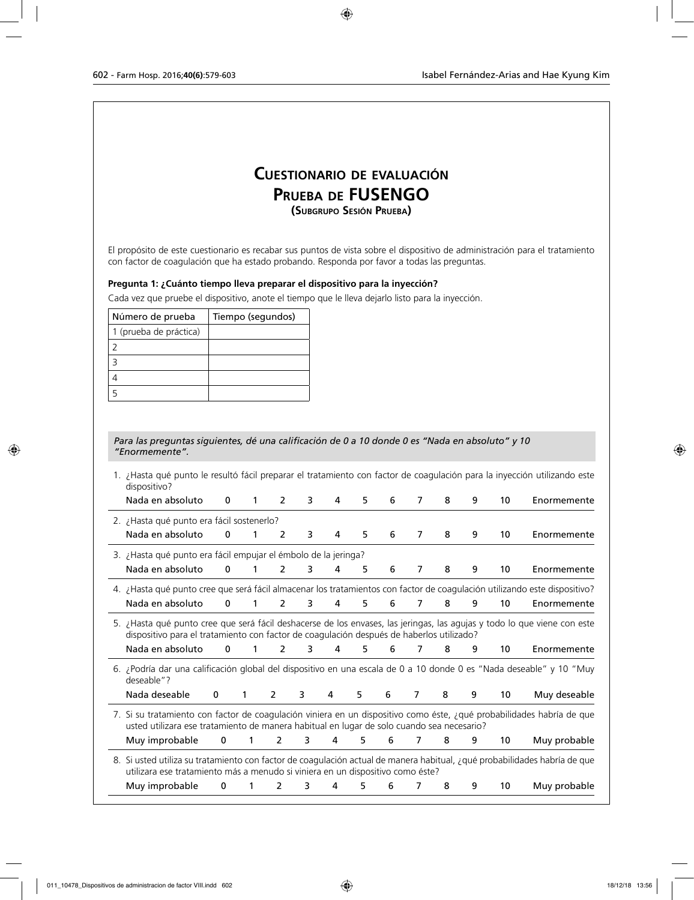# Cuestionario de evaluación
## Prueba de FUSENGO
### (Subgrupo Sesión Prueba)

El propósito de este cuestionario es recabar sus puntos de vista sobre el dispositivo de administración para el tratamiento con factor de coagulación que ha estado probando. Responda por favor a todas las preguntas.

**Pregunta 1: ¿Cuánto tiempo lleva preparar el dispositivo para la inyección?**

Cada vez que pruebe el dispositivo, anote el tiempo que le lleva dejarlo listo para la inyección.

| Número de prueba | Tiempo (segundos) |
|---|---|
| 1 (prueba de práctica) | |
| 2 | |
| 3 | |
| 4 | |
| 5 | |

*Para las preguntas siguientes, dé una calificación de 0 a 10 donde 0 es "Nada en absoluto" y 10 "Enormemente".*

1. ¿Hasta qué punto le resultó fácil preparar el tratamiento con factor de coagulación para la inyección utilizando este dispositivo?

   Nada en absoluto 0 1 2 3 4 5 6 7 8 9 10 Enormemente

2. ¿Hasta qué punto era fácil sostenerlo?

   Nada en absoluto 0 1 2 3 4 5 6 7 8 9 10 Enormemente

3. ¿Hasta qué punto era fácil empujar el émbolo de la jeringa?

   Nada en absoluto 0 1 2 3 4 5 6 7 8 9 10 Enormemente

4. ¿Hasta qué punto cree que será fácil almacenar los tratamientos con factor de coagulación utilizando este dispositivo?

   Nada en absoluto 0 1 2 3 4 5 6 7 8 9 10 Enormemente

5. ¿Hasta qué punto cree que será fácil deshacerse de los envases, las jeringas, las agujas y todo lo que viene con este dispositivo para el tratamiento con factor de coagulación después de haberlos utilizado?

   Nada en absoluto 0 1 2 3 4 5 6 7 8 9 10 Enormemente

6. ¿Podría dar una calificación global del dispositivo en una escala de 0 a 10 donde 0 es "Nada deseable" y 10 "Muy deseable"?

   Nada deseable 0 1 2 3 4 5 6 7 8 9 10 Muy deseable

7. Si su tratamiento con factor de coagulación viniera en un dispositivo como éste, ¿qué probabilidades habría de que usted utilizara ese tratamiento de manera habitual en lugar de solo cuando sea necesario?

   Muy improbable 0 1 2 3 4 5 6 7 8 9 10 Muy probable

8. Si usted utiliza su tratamiento con factor de coagulación actual de manera habitual, ¿qué probabilidades habría de que utilizara ese tratamiento más a menudo si viniera en un dispositivo como éste?

   Muy improbable 0 1 2 3 4 5 6 7 8 9 10 Muy probable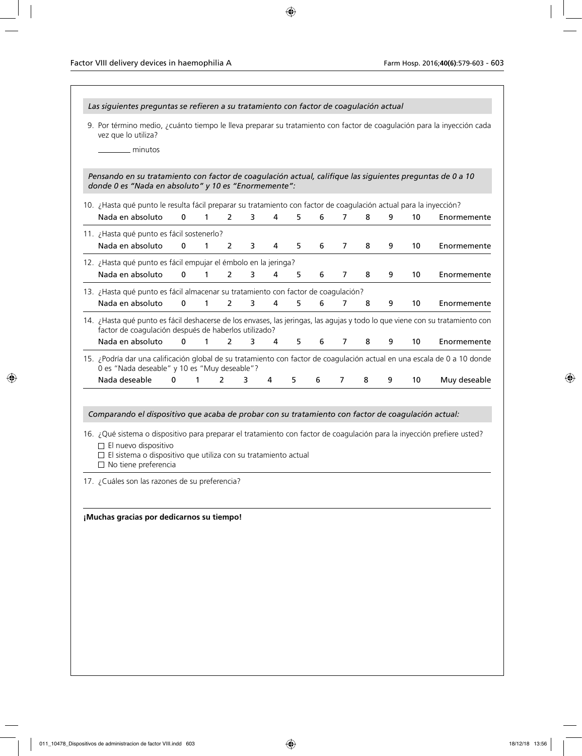*Las siguientes preguntas se refieren a su tratamiento con factor de coagulación actual*

9. Por término medio, ¿cuánto tiempo le lleva preparar su tratamiento con factor de coagulación para la inyección cada vez que lo utiliza?

   _________ minutos

*Pensando en su tratamiento con factor de coagulación actual, califique las siguientes preguntas de 0 a 10 donde 0 es "Nada en absoluto" y 10 es "Enormemente":*

10. ¿Hasta qué punto le resulta fácil preparar su tratamiento con factor de coagulación actual para la inyección?

    Nada en absoluto 0 1 2 3 4 5 6 7 8 9 10 Enormemente

11. ¿Hasta qué punto es fácil sostenerlo?

    Nada en absoluto 0 1 2 3 4 5 6 7 8 9 10 Enormemente

12. ¿Hasta qué punto es fácil empujar el émbolo en la jeringa?

    Nada en absoluto 0 1 2 3 4 5 6 7 8 9 10 Enormemente

13. ¿Hasta qué punto es fácil almacenar su tratamiento con factor de coagulación?

    Nada en absoluto 0 1 2 3 4 5 6 7 8 9 10 Enormemente

14. ¿Hasta qué punto es fácil deshacerse de los envases, las jeringas, las agujas y todo lo que viene con su tratamiento con factor de coagulación después de haberlos utilizado?

    Nada en absoluto 0 1 2 3 4 5 6 7 8 9 10 Enormemente

15. ¿Podría dar una calificación global de su tratamiento con factor de coagulación actual en una escala de 0 a 10 donde 0 es "Nada deseable" y 10 es "Muy deseable"?

    Nada deseable 0 1 2 3 4 5 6 7 8 9 10 Muy deseable

*Comparando el dispositivo que acaba de probar con su tratamiento con factor de coagulación actual:*

16. ¿Qué sistema o dispositivo para preparar el tratamiento con factor de coagulación para la inyección prefiere usted?
    - ☐ El nuevo dispositivo
    - ☐ El sistema o dispositivo que utiliza con su tratamiento actual
    - ☐ No tiene preferencia

17. ¿Cuáles son las razones de su preferencia?

**¡Muchas gracias por dedicarnos su tiempo!**